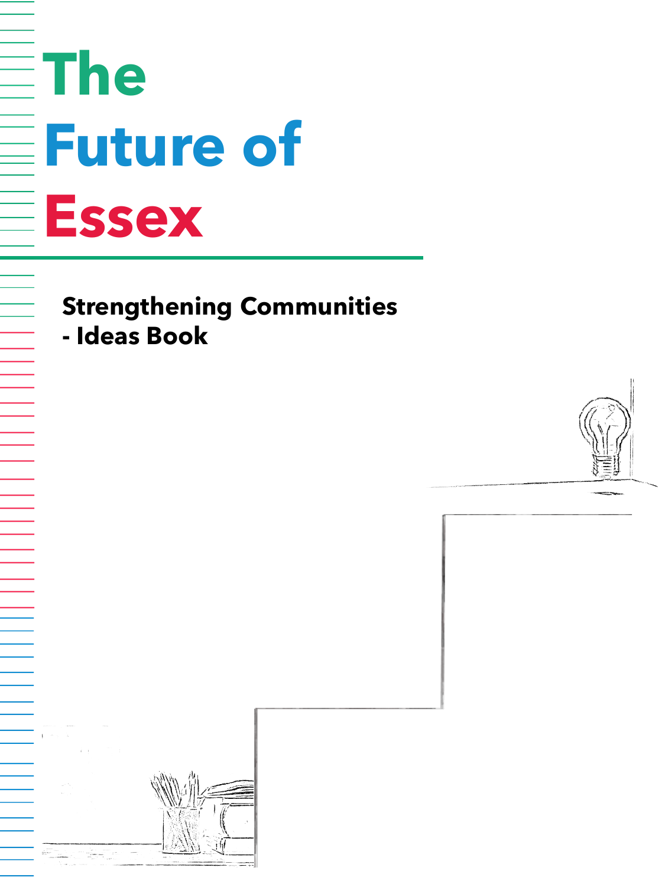# The Future of Essex

## Strengthening Communities - Ideas Book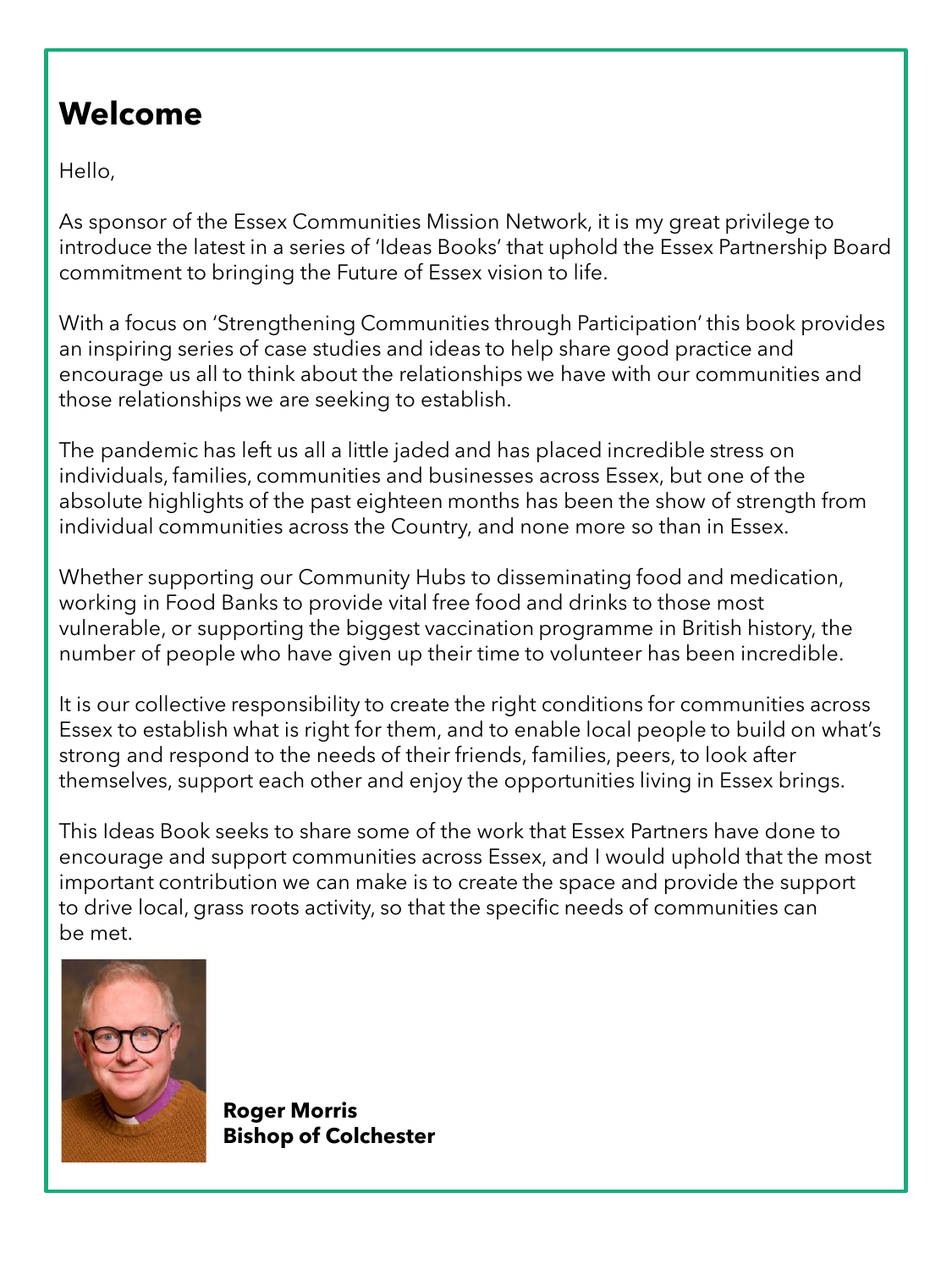# Welcome

Hello,

As sponsor of the Essex Communities Mission Network, it is my great privilege to introduce the latest in a series of 'Ideas Books' that uphold the Essex Partnership Board commitment to bringing the Future of Essex vision to life.

With a focus on 'Strengthening Communities through Participation' this book provides an inspiring series of case studies and ideas to help share good practice and encourage us all to think about the relationships we have with our communities and those relationships we are seeking to establish.

The pandemic has left us all a little jaded and has placed incredible stress on individuals, families, communities and businesses across Essex, but one of the absolute highlights of the past eighteen months has been the show of strength from individual communities across the Country, and none more so than in Essex.

Whether supporting our Community Hubs to disseminating food and medication, working in Food Banks to provide vital free food and drinks to those most vulnerable, or supporting the biggest vaccination programme in British history, the number of people who have given up their time to volunteer has been incredible.

It is our collective responsibility to create the right conditions for communities across Essex to establish what is right for them, and to enable local people to build on what's strong and respond to the needs of their friends, families, peers, to look after themselves, support each other and enjoy the opportunities living in Essex brings.

This Ideas Book seeks to share some of the work that Essex Partners have done to encourage and support communities across Essex, and I would uphold that the most important contribution we can make is to create the space and provide the support to drive local, grass roots activity, so that the specific needs of communities can be met.

**Roger Morris**
**Bishop of Colchester**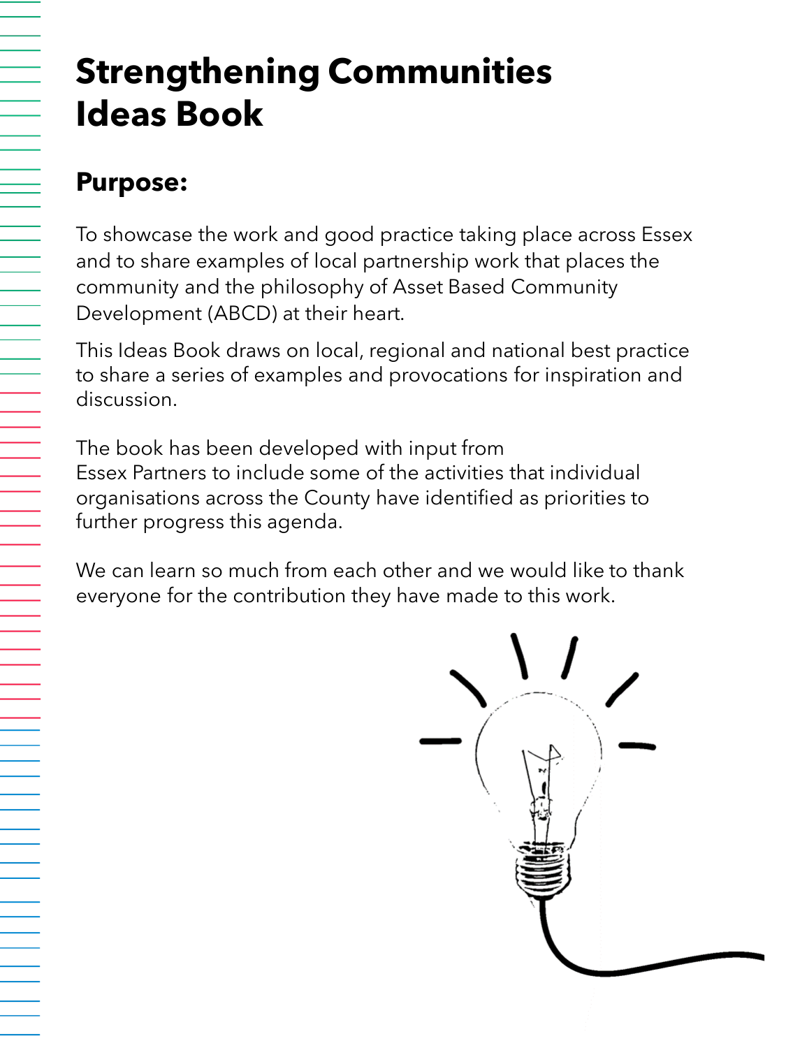# Strengthening Communities Ideas Book

## Purpose:

To showcase the work and good practice taking place across Essex and to share examples of local partnership work that places the community and the philosophy of Asset Based Community Development (ABCD) at their heart.

This Ideas Book draws on local, regional and national best practice to share a series of examples and provocations for inspiration and discussion.

The book has been developed with input from Essex Partners to include some of the activities that individual organisations across the County have identified as priorities to further progress this agenda.

We can learn so much from each other and we would like to thank everyone for the contribution they have made to this work.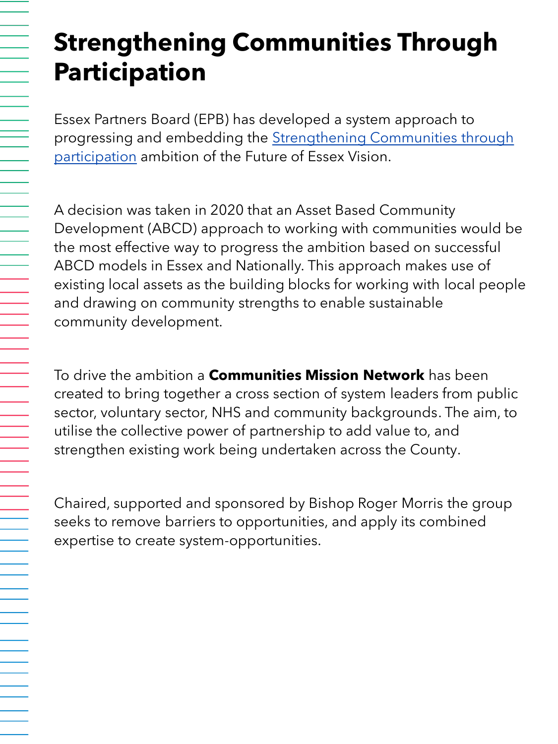# Strengthening Communities Through Participation

Essex Partners Board (EPB) has developed a system approach to progressing and embedding the Strengthening Communities through participation ambition of the Future of Essex Vision.

A decision was taken in 2020 that an Asset Based Community Development (ABCD) approach to working with communities would be the most effective way to progress the ambition based on successful ABCD models in Essex and Nationally. This approach makes use of existing local assets as the building blocks for working with local people and drawing on community strengths to enable sustainable community development.

To drive the ambition a **Communities Mission Network** has been created to bring together a cross section of system leaders from public sector, voluntary sector, NHS and community backgrounds. The aim, to utilise the collective power of partnership to add value to, and strengthen existing work being undertaken across the County.

Chaired, supported and sponsored by Bishop Roger Morris the group seeks to remove barriers to opportunities, and apply its combined expertise to create system-opportunities.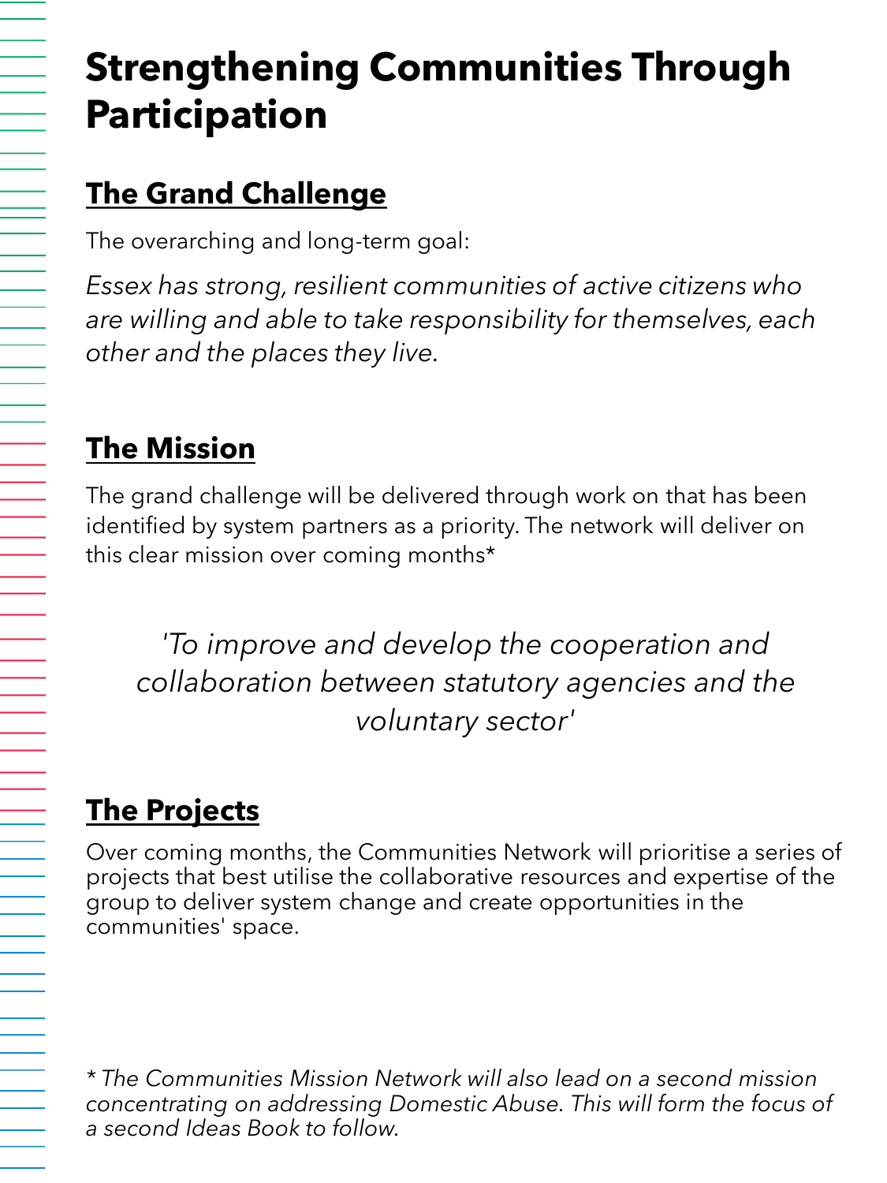# Strengthening Communities Through Participation

## The Grand Challenge

The overarching and long-term goal:

*Essex has strong, resilient communities of active citizens who are willing and able to take responsibility for themselves, each other and the places they live.*

## The Mission

The grand challenge will be delivered through work on that has been identified by system partners as a priority. The network will deliver on this clear mission over coming months*

*'To improve and develop the cooperation and collaboration between statutory agencies and the voluntary sector'*

## The Projects

Over coming months, the Communities Network will prioritise a series of projects that best utilise the collaborative resources and expertise of the group to deliver system change and create opportunities in the communities' space.

*\* The Communities Mission Network will also lead on a second mission concentrating on addressing Domestic Abuse. This will form the focus of a second Ideas Book to follow.*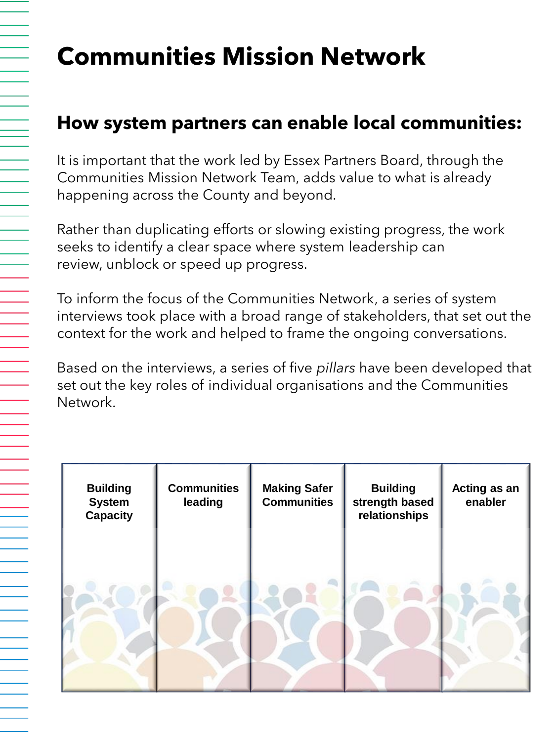# Communities Mission Network

## How system partners can enable local communities:

It is important that the work led by Essex Partners Board, through the Communities Mission Network Team, adds value to what is already happening across the County and beyond.

Rather than duplicating efforts or slowing existing progress, the work seeks to identify a clear space where system leadership can review, unblock or speed up progress.

To inform the focus of the Communities Network, a series of system interviews took place with a broad range of stakeholders, that set out the context for the work and helped to frame the ongoing conversations.

Based on the interviews, a series of five *pillars* have been developed that set out the key roles of individual organisations and the Communities Network.

| Building System Capacity | Communities leading | Making Safer Communities | Building strength based relationships | Acting as an enabler |
|---|---|---|---|---|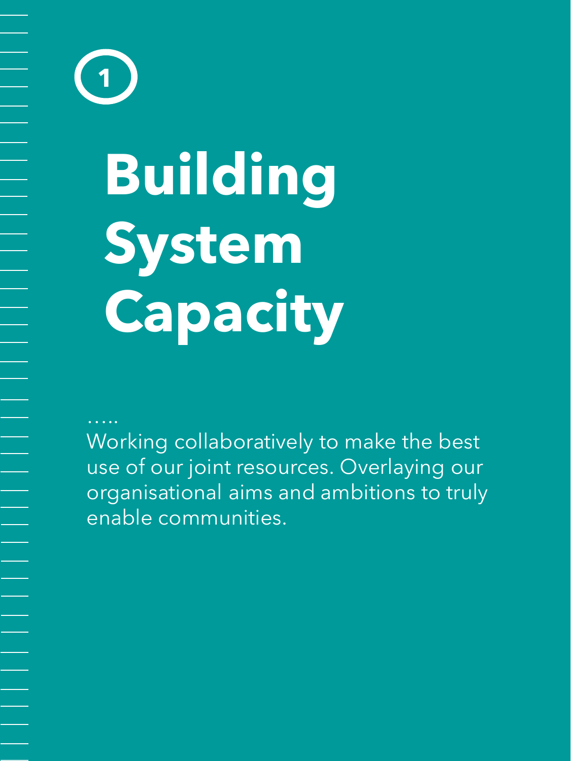1

# Building System Capacity

.....

Working collaboratively to make the best use of our joint resources. Overlaying our organisational aims and ambitions to truly enable communities.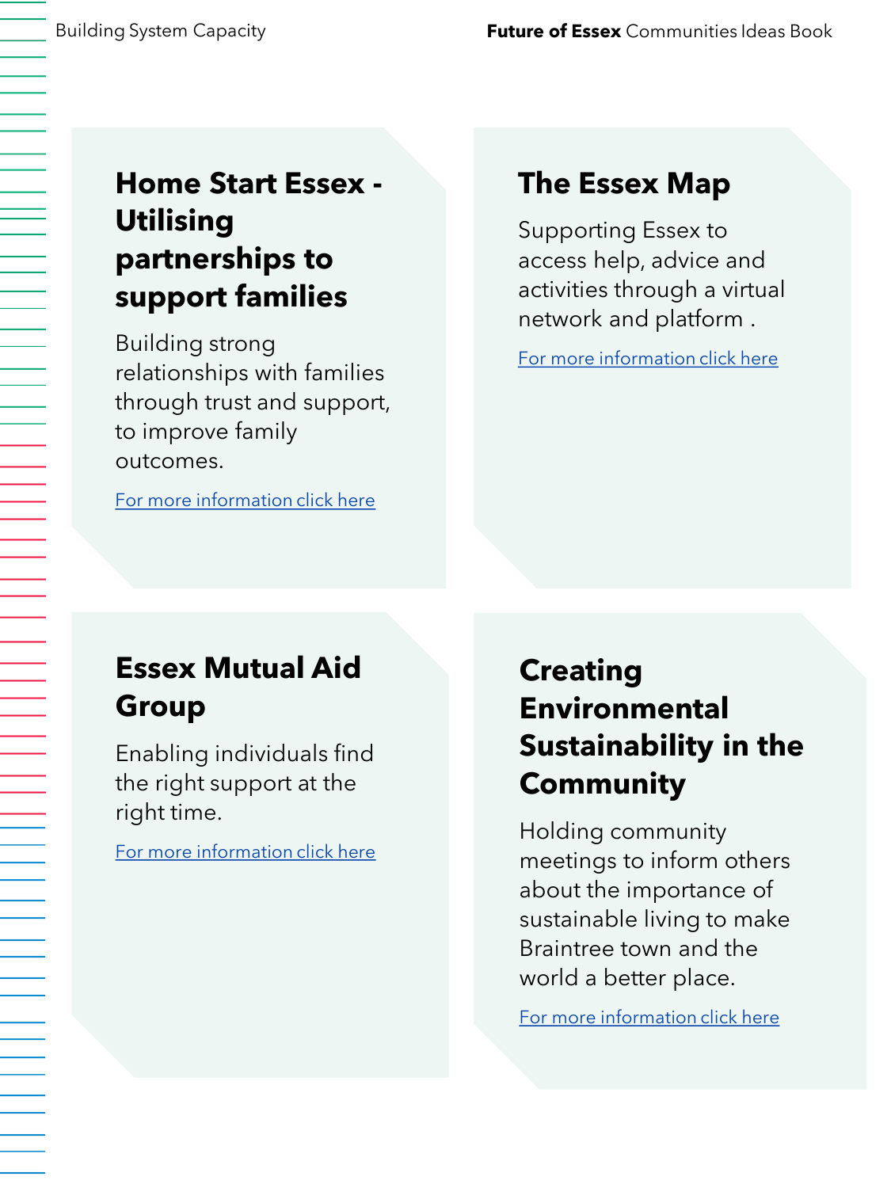## Home Start Essex - Utilising partnerships to support families

Building strong relationships with families through trust and support, to improve family outcomes.

For more information click here

## The Essex Map

Supporting Essex to access help, advice and activities through a virtual network and platform .

For more information click here

## Essex Mutual Aid Group

Enabling individuals find the right support at the right time.

For more information click here

## Creating Environmental Sustainability in the Community

Holding community meetings to inform others about the importance of sustainable living to make Braintree town and the world a better place.

For more information click here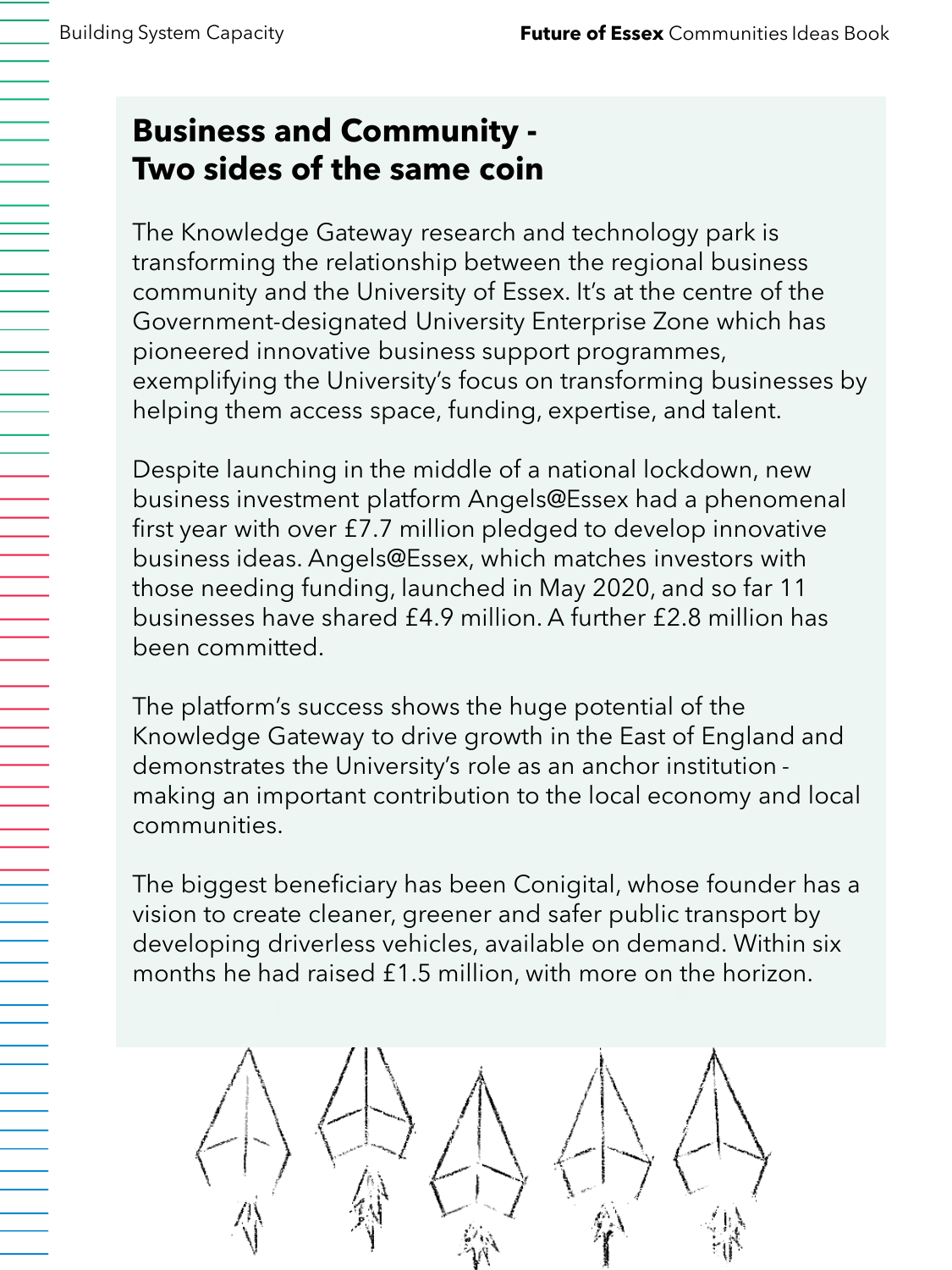## Business and Community - Two sides of the same coin

The Knowledge Gateway research and technology park is transforming the relationship between the regional business community and the University of Essex. It's at the centre of the Government-designated University Enterprise Zone which has pioneered innovative business support programmes, exemplifying the University's focus on transforming businesses by helping them access space, funding, expertise, and talent.

Despite launching in the middle of a national lockdown, new business investment platform Angels@Essex had a phenomenal first year with over £7.7 million pledged to develop innovative business ideas. Angels@Essex, which matches investors with those needing funding, launched in May 2020, and so far 11 businesses have shared £4.9 million. A further £2.8 million has been committed.

The platform's success shows the huge potential of the Knowledge Gateway to drive growth in the East of England and demonstrates the University's role as an anchor institution - making an important contribution to the local economy and local communities.

The biggest beneficiary has been Conigital, whose founder has a vision to create cleaner, greener and safer public transport by developing driverless vehicles, available on demand. Within six months he had raised £1.5 million, with more on the horizon.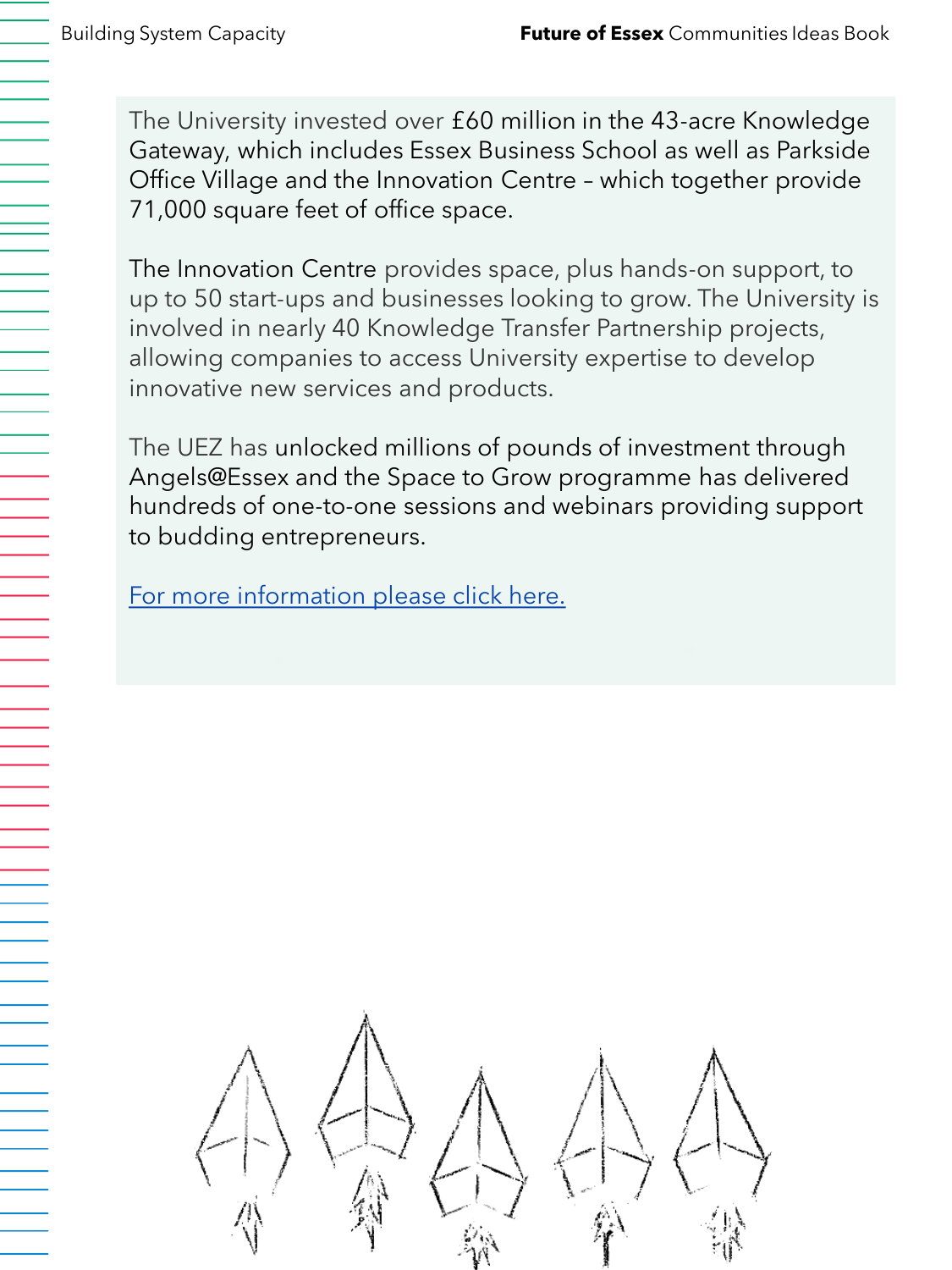The University invested over £60 million in the 43-acre Knowledge Gateway, which includes Essex Business School as well as Parkside Office Village and the Innovation Centre – which together provide 71,000 square feet of office space.

The Innovation Centre provides space, plus hands-on support, to up to 50 start-ups and businesses looking to grow. The University is involved in nearly 40 Knowledge Transfer Partnership projects, allowing companies to access University expertise to develop innovative new services and products.

The UEZ has unlocked millions of pounds of investment through Angels@Essex and the Space to Grow programme has delivered hundreds of one-to-one sessions and webinars providing support to budding entrepreneurs.

For more information please click here.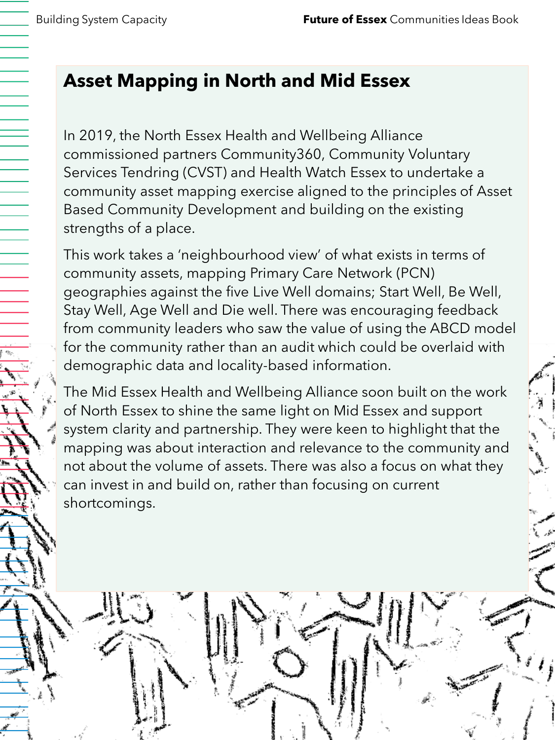# Asset Mapping in North and Mid Essex

In 2019, the North Essex Health and Wellbeing Alliance commissioned partners Community360, Community Voluntary Services Tendring (CVST) and Health Watch Essex to undertake a community asset mapping exercise aligned to the principles of Asset Based Community Development and building on the existing strengths of a place.

This work takes a 'neighbourhood view' of what exists in terms of community assets, mapping Primary Care Network (PCN) geographies against the five Live Well domains; Start Well, Be Well, Stay Well, Age Well and Die well. There was encouraging feedback from community leaders who saw the value of using the ABCD model for the community rather than an audit which could be overlaid with demographic data and locality-based information.

The Mid Essex Health and Wellbeing Alliance soon built on the work of North Essex to shine the same light on Mid Essex and support system clarity and partnership. They were keen to highlight that the mapping was about interaction and relevance to the community and not about the volume of assets. There was also a focus on what they can invest in and build on, rather than focusing on current shortcomings.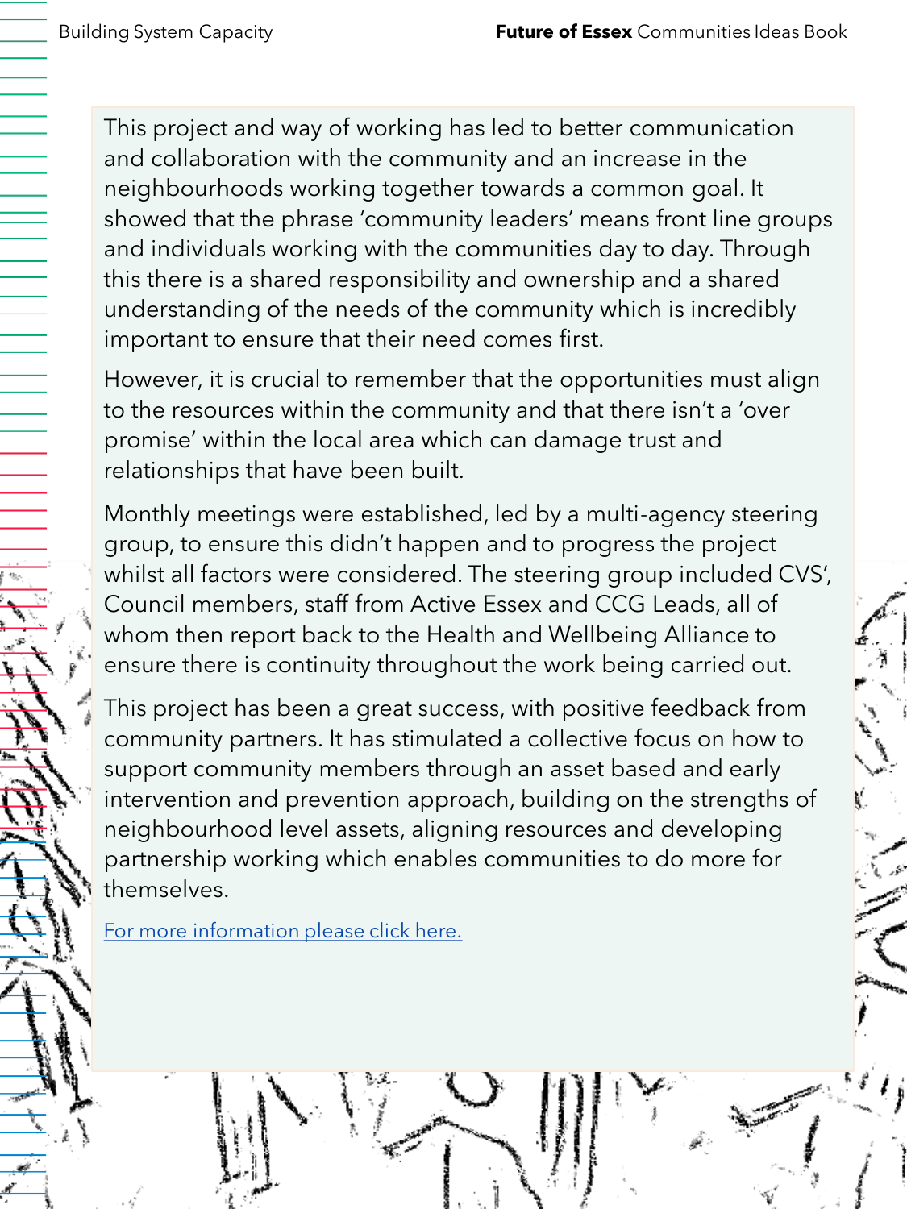This project and way of working has led to better communication and collaboration with the community and an increase in the neighbourhoods working together towards a common goal. It showed that the phrase 'community leaders' means front line groups and individuals working with the communities day to day. Through this there is a shared responsibility and ownership and a shared understanding of the needs of the community which is incredibly important to ensure that their need comes first.

However, it is crucial to remember that the opportunities must align to the resources within the community and that there isn't a 'over promise' within the local area which can damage trust and relationships that have been built.

Monthly meetings were established, led by a multi-agency steering group, to ensure this didn't happen and to progress the project whilst all factors were considered. The steering group included CVS', Council members, staff from Active Essex and CCG Leads, all of whom then report back to the Health and Wellbeing Alliance to ensure there is continuity throughout the work being carried out.

This project has been a great success, with positive feedback from community partners. It has stimulated a collective focus on how to support community members through an asset based and early intervention and prevention approach, building on the strengths of neighbourhood level assets, aligning resources and developing partnership working which enables communities to do more for themselves.

For more information please click here.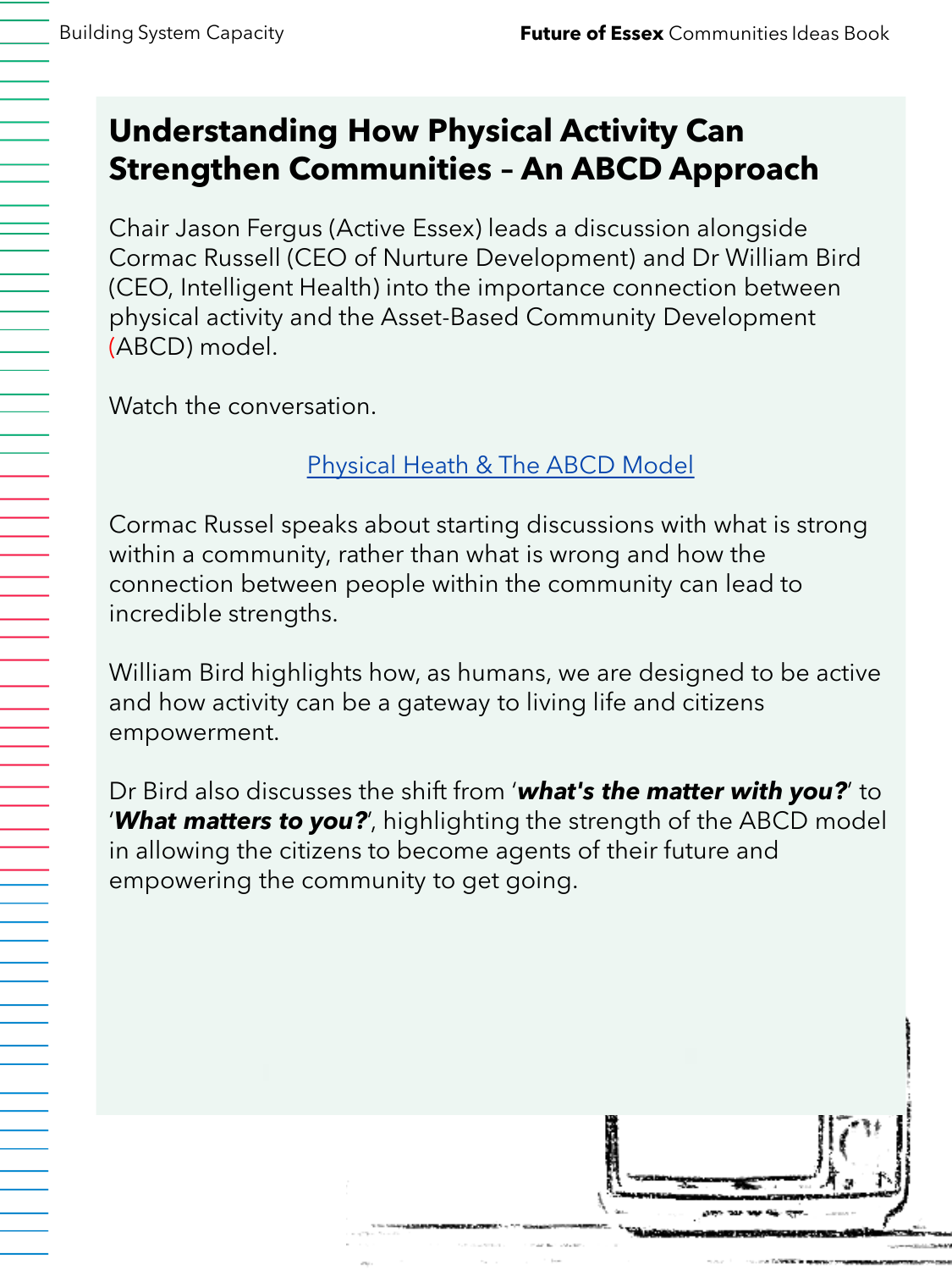# Understanding How Physical Activity Can Strengthen Communities – An ABCD Approach

Chair Jason Fergus (Active Essex) leads a discussion alongside Cormac Russell (CEO of Nurture Development) and Dr William Bird (CEO, Intelligent Health) into the importance connection between physical activity and the Asset-Based Community Development (ABCD) model.

Watch the conversation.

Physical Heath & The ABCD Model

Cormac Russel speaks about starting discussions with what is strong within a community, rather than what is wrong and how the connection between people within the community can lead to incredible strengths.

William Bird highlights how, as humans, we are designed to be active and how activity can be a gateway to living life and citizens empowerment.

Dr Bird also discusses the shift from '***what's the matter with you?***' to '***What matters to you?***', highlighting the strength of the ABCD model in allowing the citizens to become agents of their future and empowering the community to get going.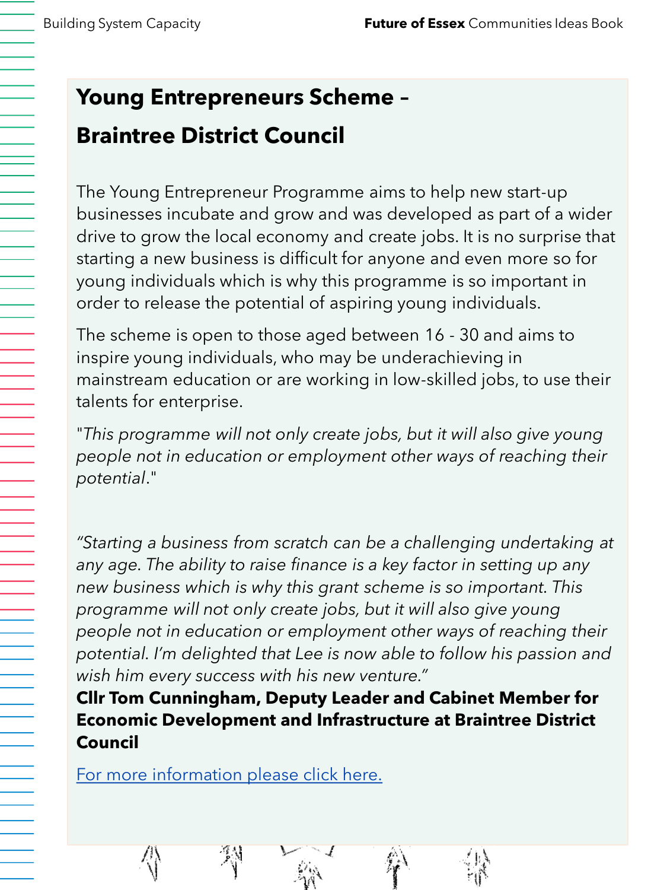## Young Entrepreneurs Scheme – Braintree District Council

The Young Entrepreneur Programme aims to help new start-up businesses incubate and grow and was developed as part of a wider drive to grow the local economy and create jobs. It is no surprise that starting a new business is difficult for anyone and even more so for young individuals which is why this programme is so important in order to release the potential of aspiring young individuals.

The scheme is open to those aged between 16 - 30 and aims to inspire young individuals, who may be underachieving in mainstream education or are working in low-skilled jobs, to use their talents for enterprise.

"*This programme will not only create jobs, but it will also give young people not in education or employment other ways of reaching their potential*."

*"Starting a business from scratch can be a challenging undertaking at any age. The ability to raise finance is a key factor in setting up any new business which is why this grant scheme is so important. This programme will not only create jobs, but it will also give young people not in education or employment other ways of reaching their potential. I'm delighted that Lee is now able to follow his passion and wish him every success with his new venture."*

**Cllr Tom Cunningham, Deputy Leader and Cabinet Member for Economic Development and Infrastructure at Braintree District Council**

For more information please click here.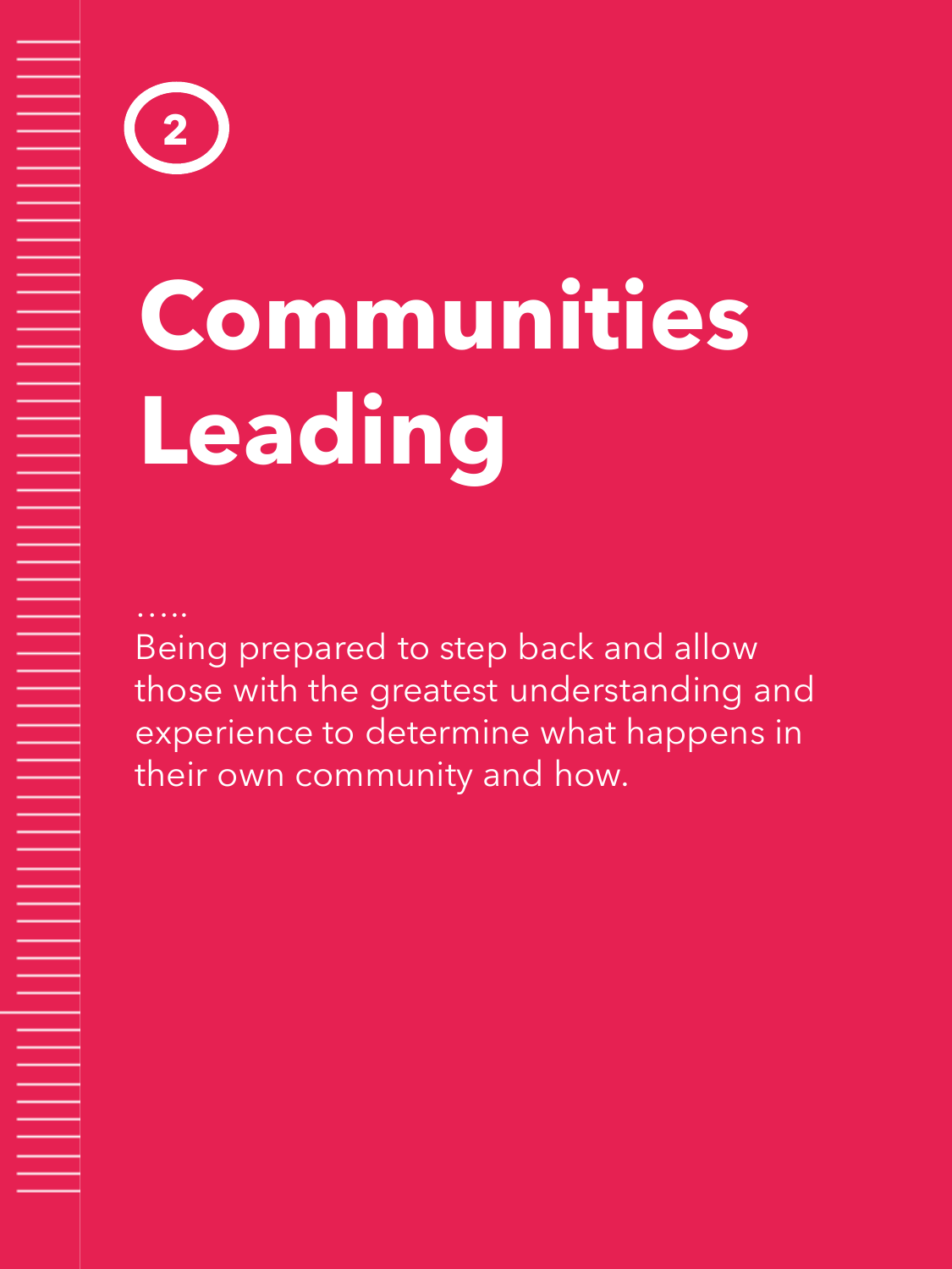2

# Communities Leading

…..

Being prepared to step back and allow those with the greatest understanding and experience to determine what happens in their own community and how.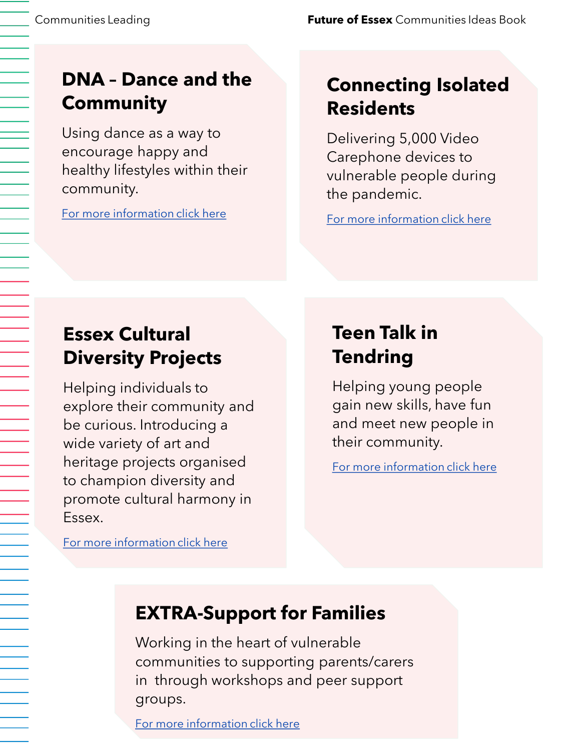## DNA – Dance and the Community

Using dance as a way to encourage happy and healthy lifestyles within their community.

For more information click here

## Connecting Isolated Residents

Delivering 5,000 Video Carephone devices to vulnerable people during the pandemic.

For more information click here

## Essex Cultural Diversity Projects

Helping individuals to explore their community and be curious. Introducing a wide variety of art and heritage projects organised to champion diversity and promote cultural harmony in Essex.

For more information click here

## Teen Talk in Tendring

Helping young people gain new skills, have fun and meet new people in their community.

For more information click here

## EXTRA-Support for Families

Working in the heart of vulnerable communities to supporting parents/carers in  through workshops and peer support groups.

For more information click here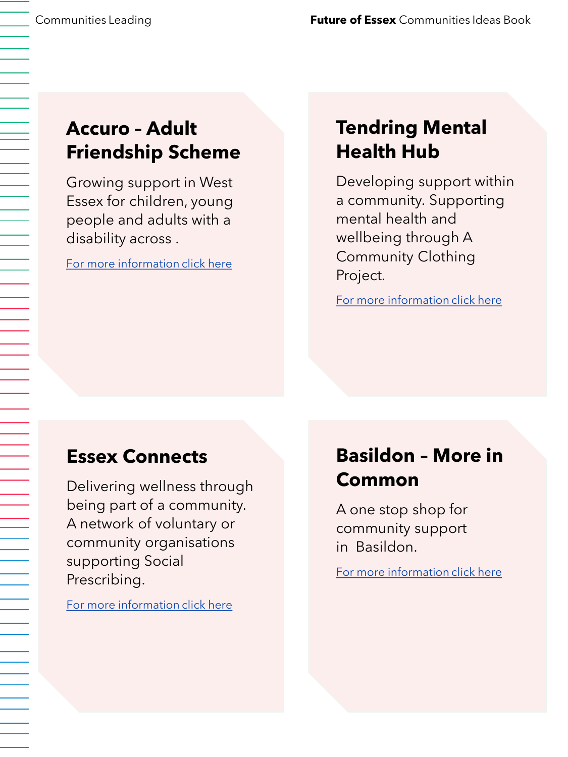## Accuro – Adult Friendship Scheme

Growing support in West Essex for children, young people and adults with a disability across .

For more information click here

## Tendring Mental Health Hub

Developing support within a community. Supporting mental health and wellbeing through A Community Clothing Project.

For more information click here

## Essex Connects

Delivering wellness through being part of a community. A network of voluntary or community organisations supporting Social Prescribing.

For more information click here

## Basildon – More in Common

A one stop shop for community support in Basildon.

For more information click here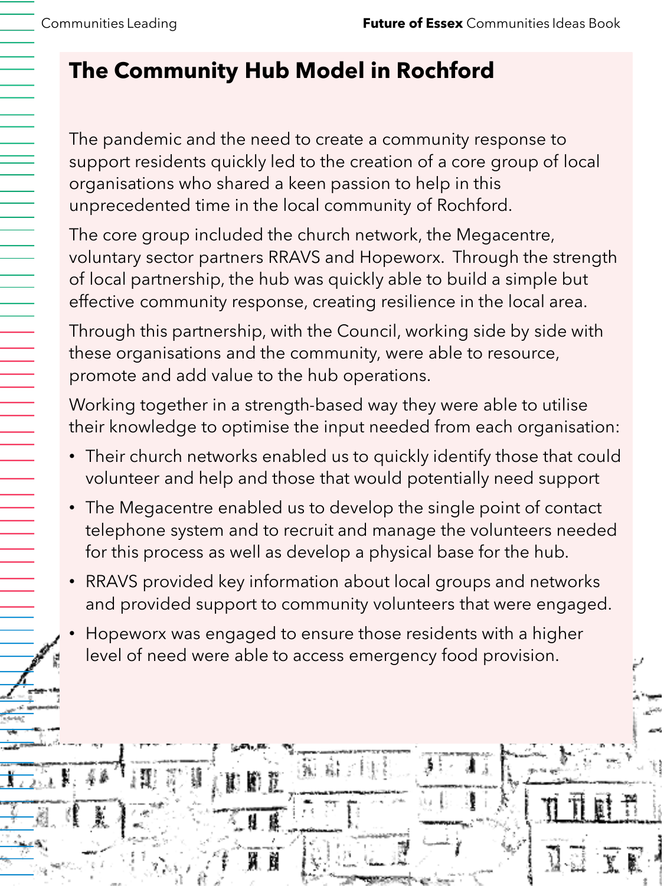# The Community Hub Model in Rochford

The pandemic and the need to create a community response to support residents quickly led to the creation of a core group of local organisations who shared a keen passion to help in this unprecedented time in the local community of Rochford.

The core group included the church network, the Megacentre, voluntary sector partners RRAVS and Hopeworx. Through the strength of local partnership, the hub was quickly able to build a simple but effective community response, creating resilience in the local area.

Through this partnership, with the Council, working side by side with these organisations and the community, were able to resource, promote and add value to the hub operations.

Working together in a strength-based way they were able to utilise their knowledge to optimise the input needed from each organisation:

- Their church networks enabled us to quickly identify those that could volunteer and help and those that would potentially need support
- The Megacentre enabled us to develop the single point of contact telephone system and to recruit and manage the volunteers needed for this process as well as develop a physical base for the hub.
- RRAVS provided key information about local groups and networks and provided support to community volunteers that were engaged.
- Hopeworx was engaged to ensure those residents with a higher level of need were able to access emergency food provision.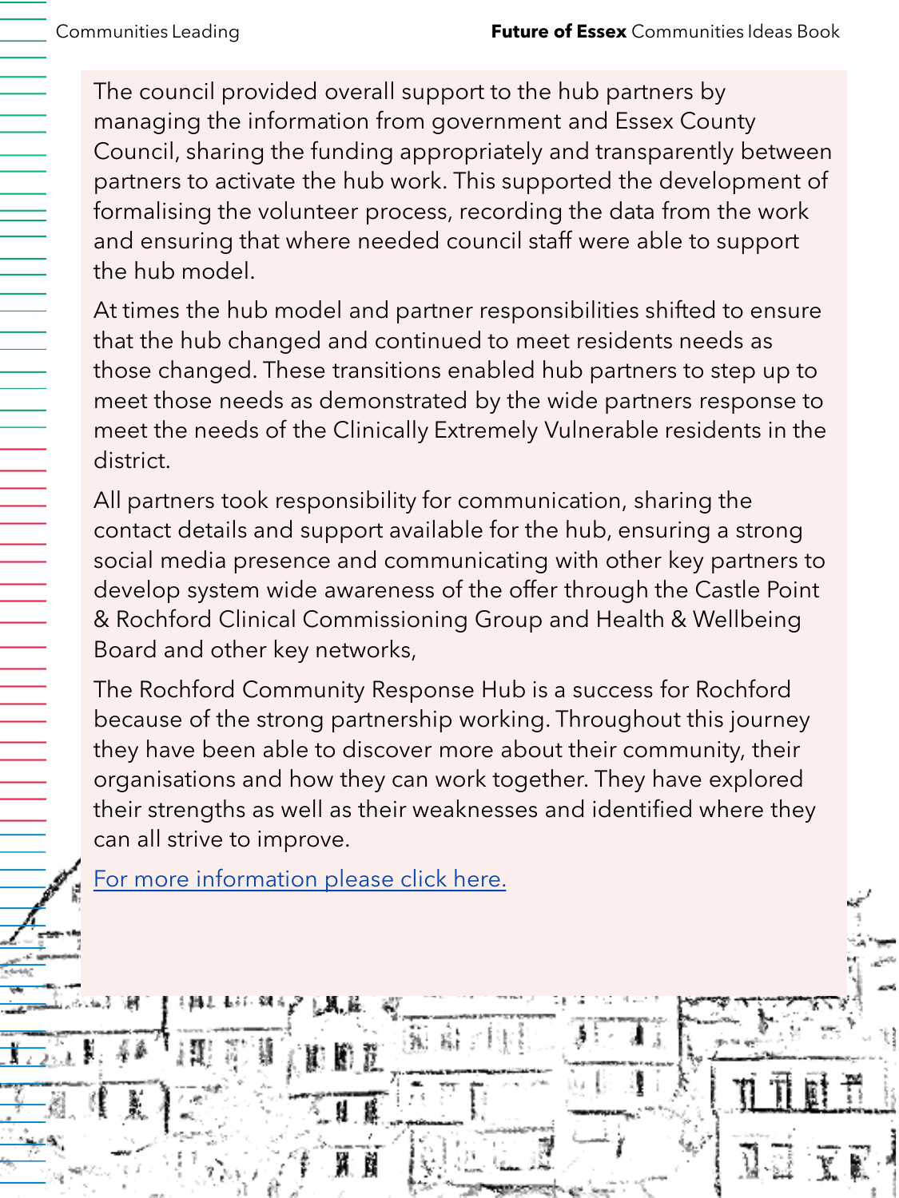The council provided overall support to the hub partners by managing the information from government and Essex County Council, sharing the funding appropriately and transparently between partners to activate the hub work. This supported the development of formalising the volunteer process, recording the data from the work and ensuring that where needed council staff were able to support the hub model.

At times the hub model and partner responsibilities shifted to ensure that the hub changed and continued to meet residents needs as those changed. These transitions enabled hub partners to step up to meet those needs as demonstrated by the wide partners response to meet the needs of the Clinically Extremely Vulnerable residents in the district.

All partners took responsibility for communication, sharing the contact details and support available for the hub, ensuring a strong social media presence and communicating with other key partners to develop system wide awareness of the offer through the Castle Point & Rochford Clinical Commissioning Group and Health & Wellbeing Board and other key networks,

The Rochford Community Response Hub is a success for Rochford because of the strong partnership working. Throughout this journey they have been able to discover more about their community, their organisations and how they can work together. They have explored their strengths as well as their weaknesses and identified where they can all strive to improve.

For more information please click here.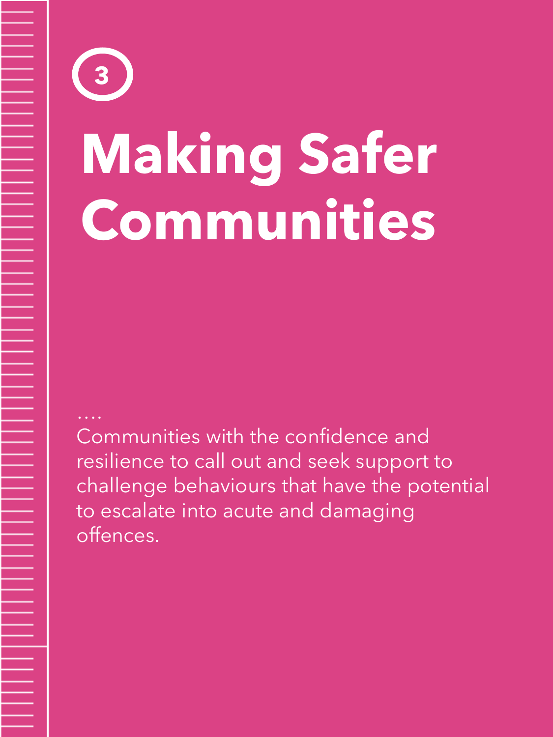3

# Making Safer Communities

....

Communities with the confidence and resilience to call out and seek support to challenge behaviours that have the potential to escalate into acute and damaging offences.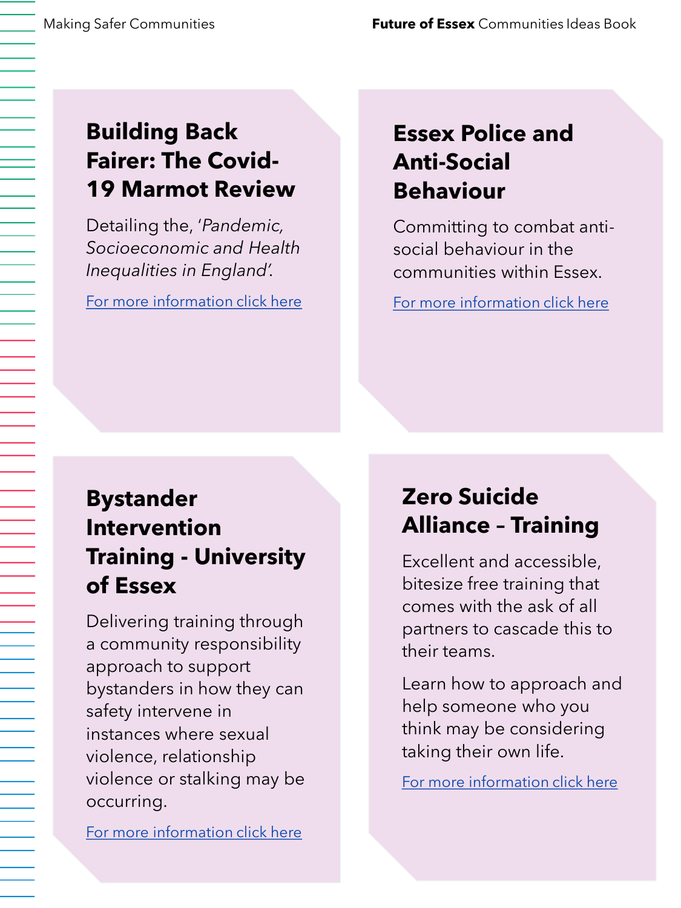## Building Back Fairer: The Covid-19 Marmot Review

Detailing the, '*Pandemic, Socioeconomic and Health Inequalities in England*'.

For more information click here

## Essex Police and Anti-Social Behaviour

Committing to combat anti-social behaviour in the communities within Essex.

For more information click here

## Bystander Intervention Training - University of Essex

Delivering training through a community responsibility approach to support bystanders in how they can safety intervene in instances where sexual violence, relationship violence or stalking may be occurring.

For more information click here

## Zero Suicide Alliance – Training

Excellent and accessible, bitesize free training that comes with the ask of all partners to cascade this to their teams.

Learn how to approach and help someone who you think may be considering taking their own life.

For more information click here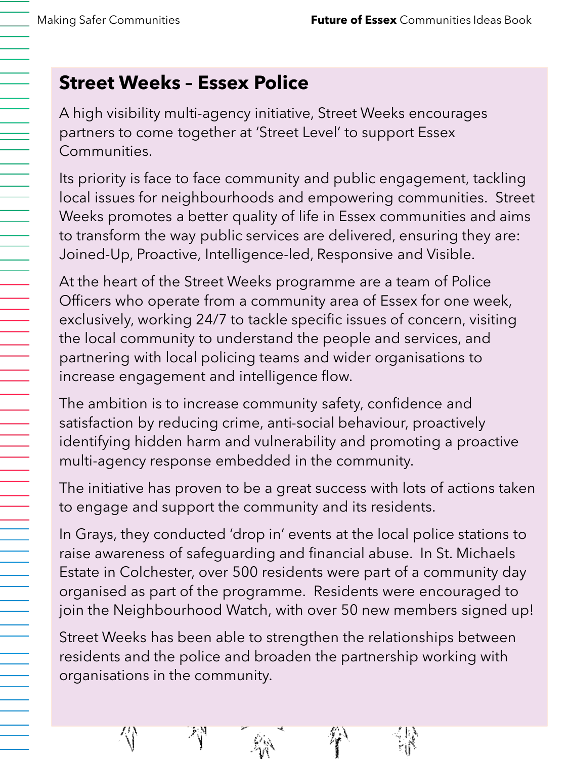## Street Weeks – Essex Police

A high visibility multi-agency initiative, Street Weeks encourages partners to come together at 'Street Level' to support Essex Communities.

Its priority is face to face community and public engagement, tackling local issues for neighbourhoods and empowering communities. Street Weeks promotes a better quality of life in Essex communities and aims to transform the way public services are delivered, ensuring they are: Joined-Up, Proactive, Intelligence-led, Responsive and Visible.

At the heart of the Street Weeks programme are a team of Police Officers who operate from a community area of Essex for one week, exclusively, working 24/7 to tackle specific issues of concern, visiting the local community to understand the people and services, and partnering with local policing teams and wider organisations to increase engagement and intelligence flow.

The ambition is to increase community safety, confidence and satisfaction by reducing crime, anti-social behaviour, proactively identifying hidden harm and vulnerability and promoting a proactive multi-agency response embedded in the community.

The initiative has proven to be a great success with lots of actions taken to engage and support the community and its residents.

In Grays, they conducted 'drop in' events at the local police stations to raise awareness of safeguarding and financial abuse. In St. Michaels Estate in Colchester, over 500 residents were part of a community day organised as part of the programme. Residents were encouraged to join the Neighbourhood Watch, with over 50 new members signed up!

Street Weeks has been able to strengthen the relationships between residents and the police and broaden the partnership working with organisations in the community.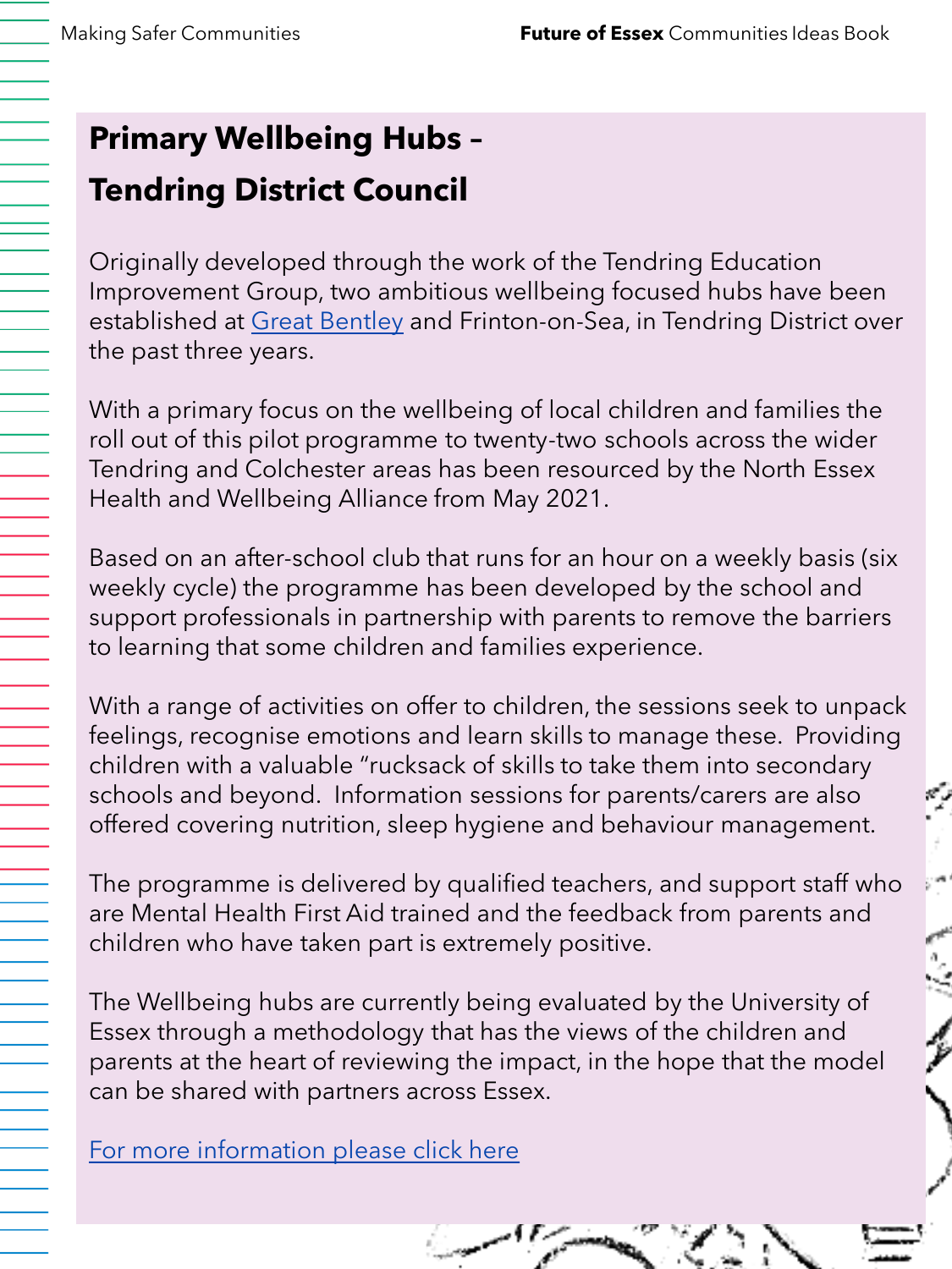## Primary Wellbeing Hubs – Tendring District Council

Originally developed through the work of the Tendring Education Improvement Group, two ambitious wellbeing focused hubs have been established at Great Bentley and Frinton-on-Sea, in Tendring District over the past three years.

With a primary focus on the wellbeing of local children and families the roll out of this pilot programme to twenty-two schools across the wider Tendring and Colchester areas has been resourced by the North Essex Health and Wellbeing Alliance from May 2021.

Based on an after-school club that runs for an hour on a weekly basis (six weekly cycle) the programme has been developed by the school and support professionals in partnership with parents to remove the barriers to learning that some children and families experience.

With a range of activities on offer to children, the sessions seek to unpack feelings, recognise emotions and learn skills to manage these. Providing children with a valuable "rucksack of skills to take them into secondary schools and beyond. Information sessions for parents/carers are also offered covering nutrition, sleep hygiene and behaviour management.

The programme is delivered by qualified teachers, and support staff who are Mental Health First Aid trained and the feedback from parents and children who have taken part is extremely positive.

The Wellbeing hubs are currently being evaluated by the University of Essex through a methodology that has the views of the children and parents at the heart of reviewing the impact, in the hope that the model can be shared with partners across Essex.

For more information please click here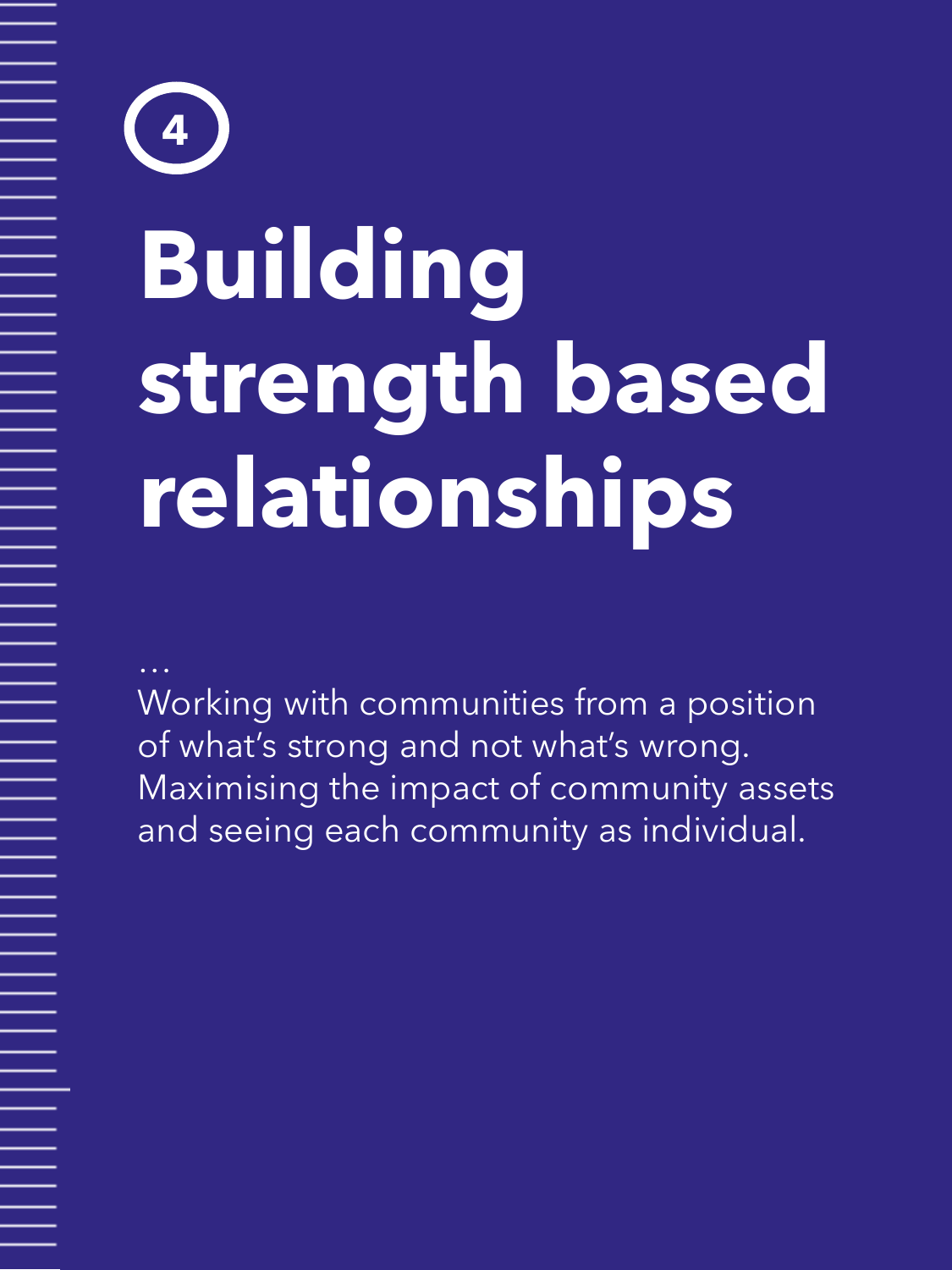4

# Building strength based relationships

…

Working with communities from a position of what's strong and not what's wrong. Maximising the impact of community assets and seeing each community as individual.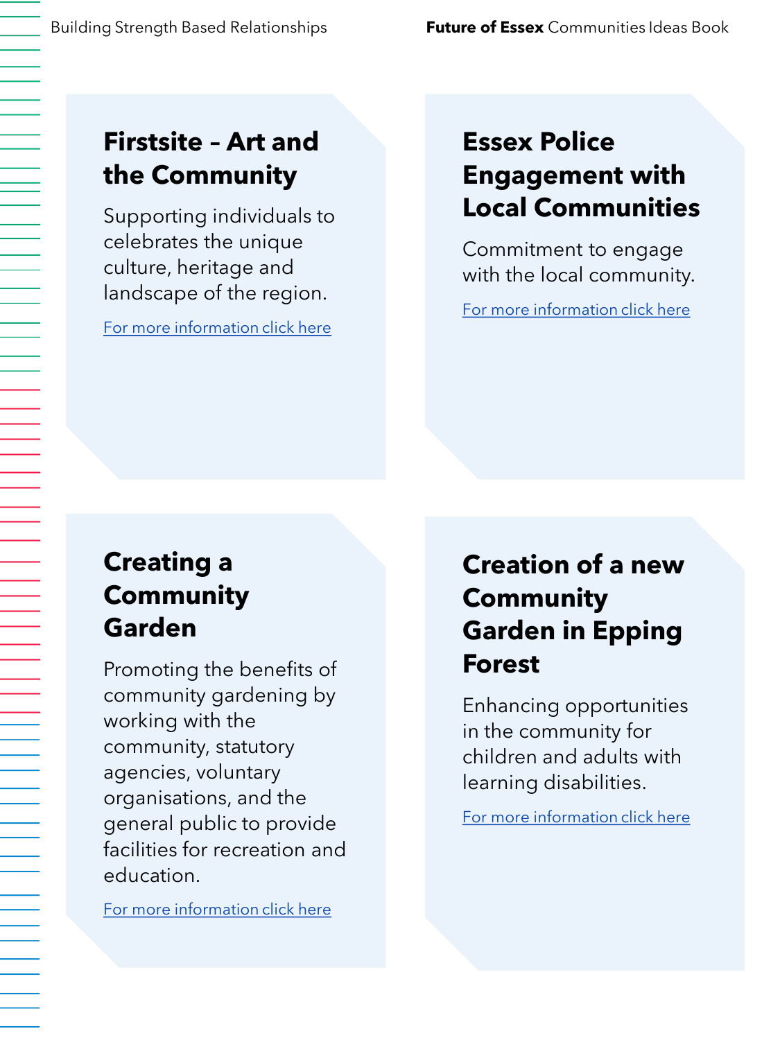## Firstsite – Art and the Community

Supporting individuals to celebrates the unique culture, heritage and landscape of the region.

For more information click here

## Essex Police Engagement with Local Communities

Commitment to engage with the local community.

For more information click here

## Creating a Community Garden

Promoting the benefits of community gardening by working with the community, statutory agencies, voluntary organisations, and the general public to provide facilities for recreation and education.

For more information click here

## Creation of a new Community Garden in Epping Forest

Enhancing opportunities in the community for children and adults with learning disabilities.

For more information click here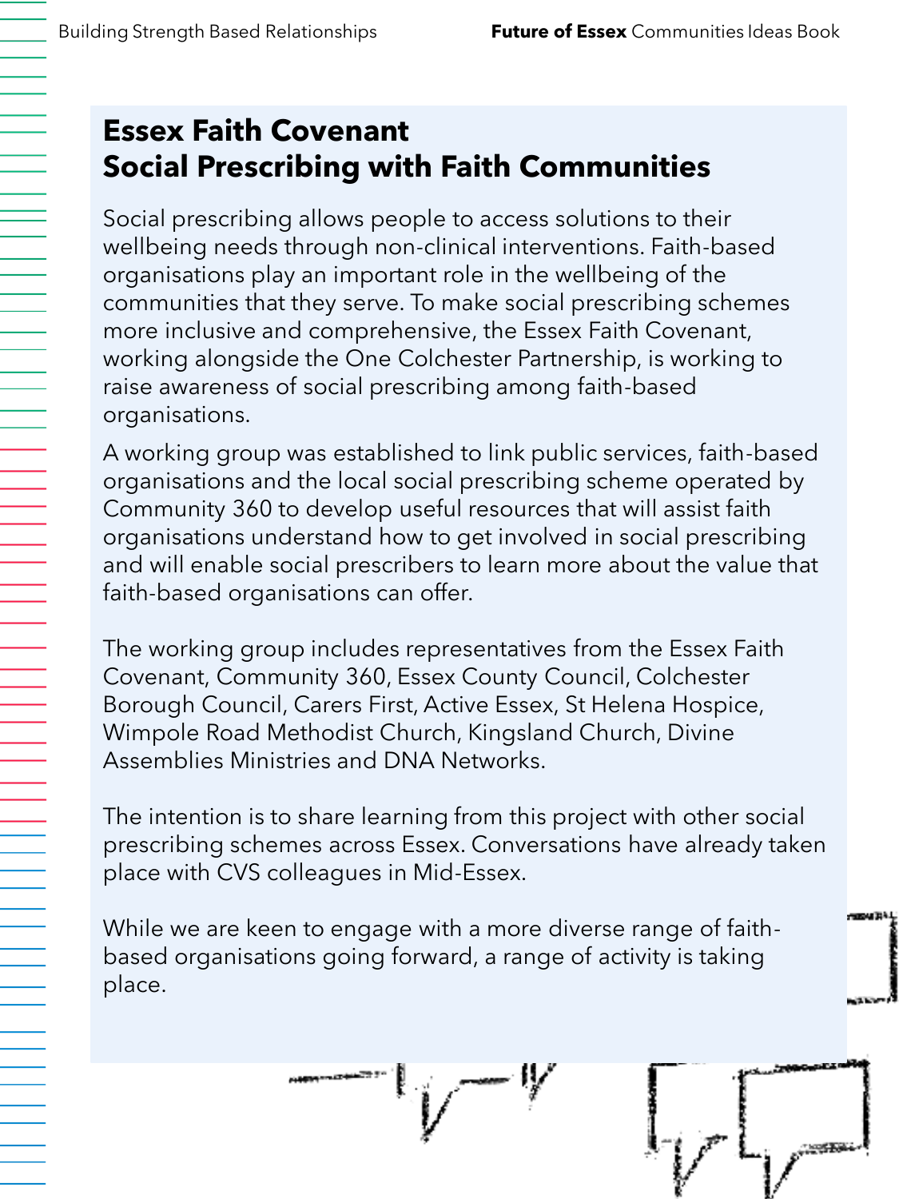## Essex Faith Covenant
## Social Prescribing with Faith Communities

Social prescribing allows people to access solutions to their wellbeing needs through non-clinical interventions. Faith-based organisations play an important role in the wellbeing of the communities that they serve. To make social prescribing schemes more inclusive and comprehensive, the Essex Faith Covenant, working alongside the One Colchester Partnership, is working to raise awareness of social prescribing among faith-based organisations.

A working group was established to link public services, faith-based organisations and the local social prescribing scheme operated by Community 360 to develop useful resources that will assist faith organisations understand how to get involved in social prescribing and will enable social prescribers to learn more about the value that faith-based organisations can offer.

The working group includes representatives from the Essex Faith Covenant, Community 360, Essex County Council, Colchester Borough Council, Carers First, Active Essex, St Helena Hospice, Wimpole Road Methodist Church, Kingsland Church, Divine Assemblies Ministries and DNA Networks.

The intention is to share learning from this project with other social prescribing schemes across Essex. Conversations have already taken place with CVS colleagues in Mid-Essex.

While we are keen to engage with a more diverse range of faith-based organisations going forward, a range of activity is taking place.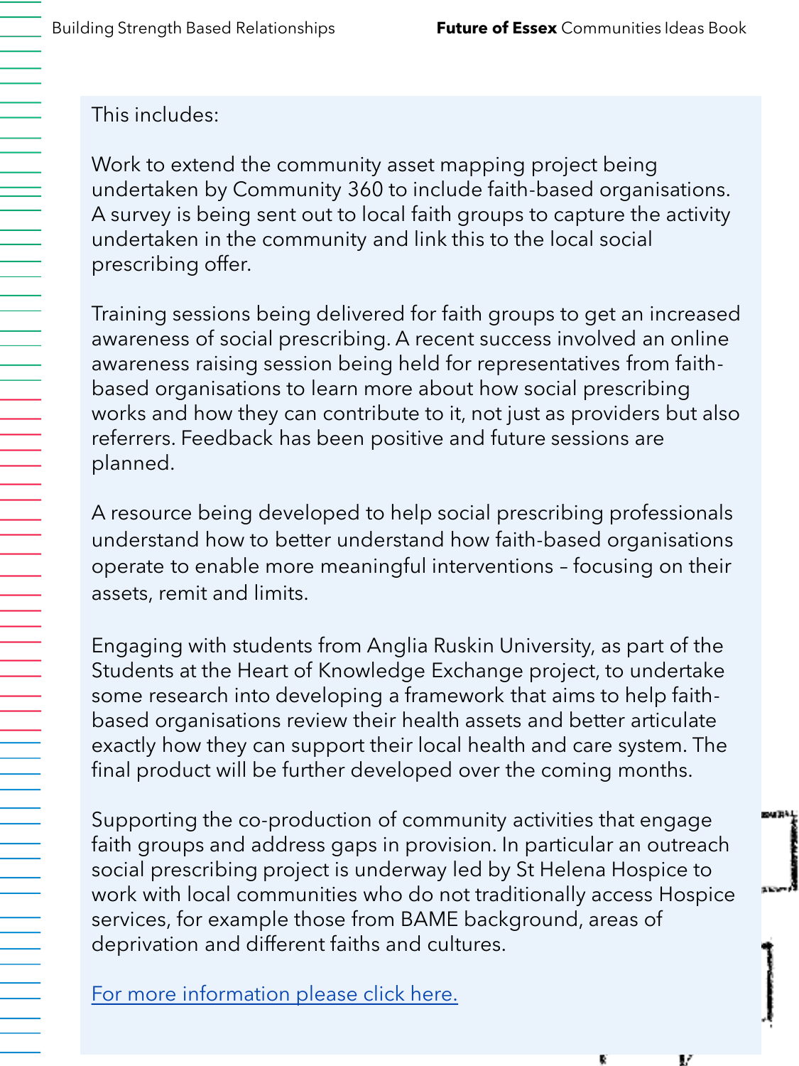This includes:

Work to extend the community asset mapping project being undertaken by Community 360 to include faith-based organisations. A survey is being sent out to local faith groups to capture the activity undertaken in the community and link this to the local social prescribing offer.

Training sessions being delivered for faith groups to get an increased awareness of social prescribing. A recent success involved an online awareness raising session being held for representatives from faith-based organisations to learn more about how social prescribing works and how they can contribute to it, not just as providers but also referrers. Feedback has been positive and future sessions are planned.

A resource being developed to help social prescribing professionals understand how to better understand how faith-based organisations operate to enable more meaningful interventions – focusing on their assets, remit and limits.

Engaging with students from Anglia Ruskin University, as part of the Students at the Heart of Knowledge Exchange project, to undertake some research into developing a framework that aims to help faith-based organisations review their health assets and better articulate exactly how they can support their local health and care system. The final product will be further developed over the coming months.

Supporting the co-production of community activities that engage faith groups and address gaps in provision. In particular an outreach social prescribing project is underway led by St Helena Hospice to work with local communities who do not traditionally access Hospice services, for example those from BAME background, areas of deprivation and different faiths and cultures.

For more information please click here.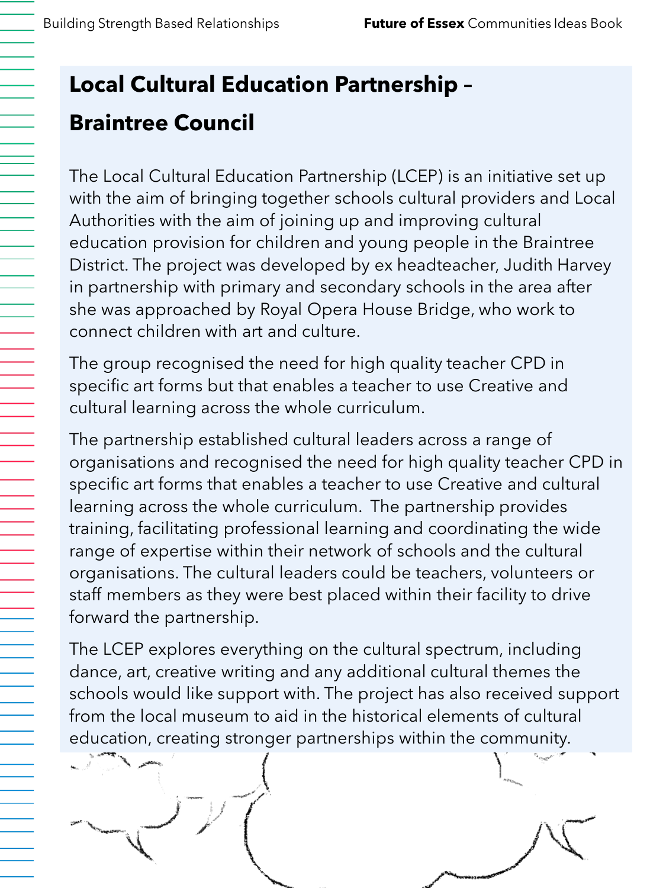## Local Cultural Education Partnership – Braintree Council

The Local Cultural Education Partnership (LCEP) is an initiative set up with the aim of bringing together schools cultural providers and Local Authorities with the aim of joining up and improving cultural education provision for children and young people in the Braintree District. The project was developed by ex headteacher, Judith Harvey in partnership with primary and secondary schools in the area after she was approached by Royal Opera House Bridge, who work to connect children with art and culture.

The group recognised the need for high quality teacher CPD in specific art forms but that enables a teacher to use Creative and cultural learning across the whole curriculum.

The partnership established cultural leaders across a range of organisations and recognised the need for high quality teacher CPD in specific art forms that enables a teacher to use Creative and cultural learning across the whole curriculum. The partnership provides training, facilitating professional learning and coordinating the wide range of expertise within their network of schools and the cultural organisations. The cultural leaders could be teachers, volunteers or staff members as they were best placed within their facility to drive forward the partnership.

The LCEP explores everything on the cultural spectrum, including dance, art, creative writing and any additional cultural themes the schools would like support with. The project has also received support from the local museum to aid in the historical elements of cultural education, creating stronger partnerships within the community.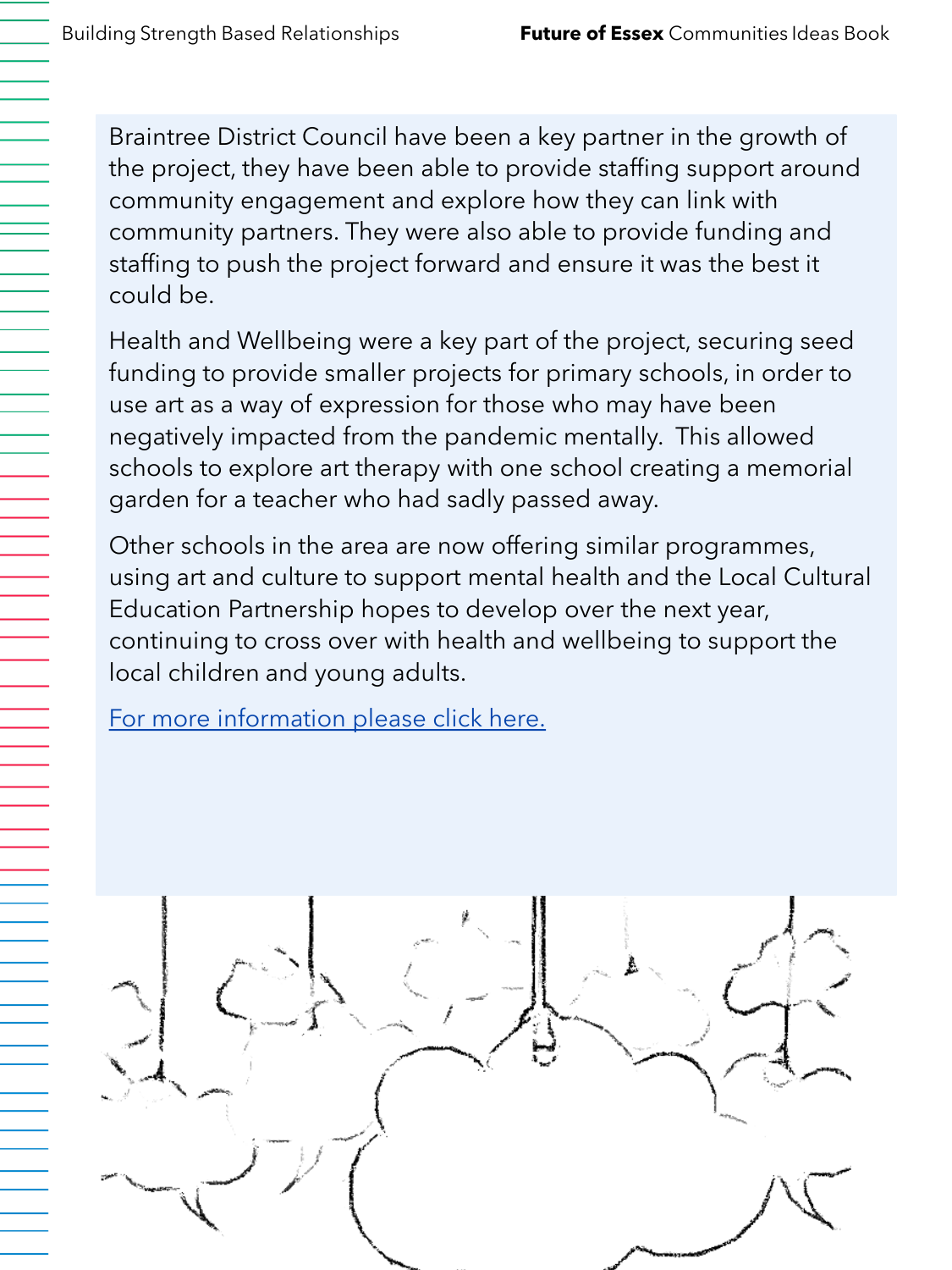Braintree District Council have been a key partner in the growth of the project, they have been able to provide staffing support around community engagement and explore how they can link with community partners. They were also able to provide funding and staffing to push the project forward and ensure it was the best it could be.

Health and Wellbeing were a key part of the project, securing seed funding to provide smaller projects for primary schools, in order to use art as a way of expression for those who may have been negatively impacted from the pandemic mentally.  This allowed schools to explore art therapy with one school creating a memorial garden for a teacher who had sadly passed away.

Other schools in the area are now offering similar programmes, using art and culture to support mental health and the Local Cultural Education Partnership hopes to develop over the next year, continuing to cross over with health and wellbeing to support the local children and young adults.

For more information please click here.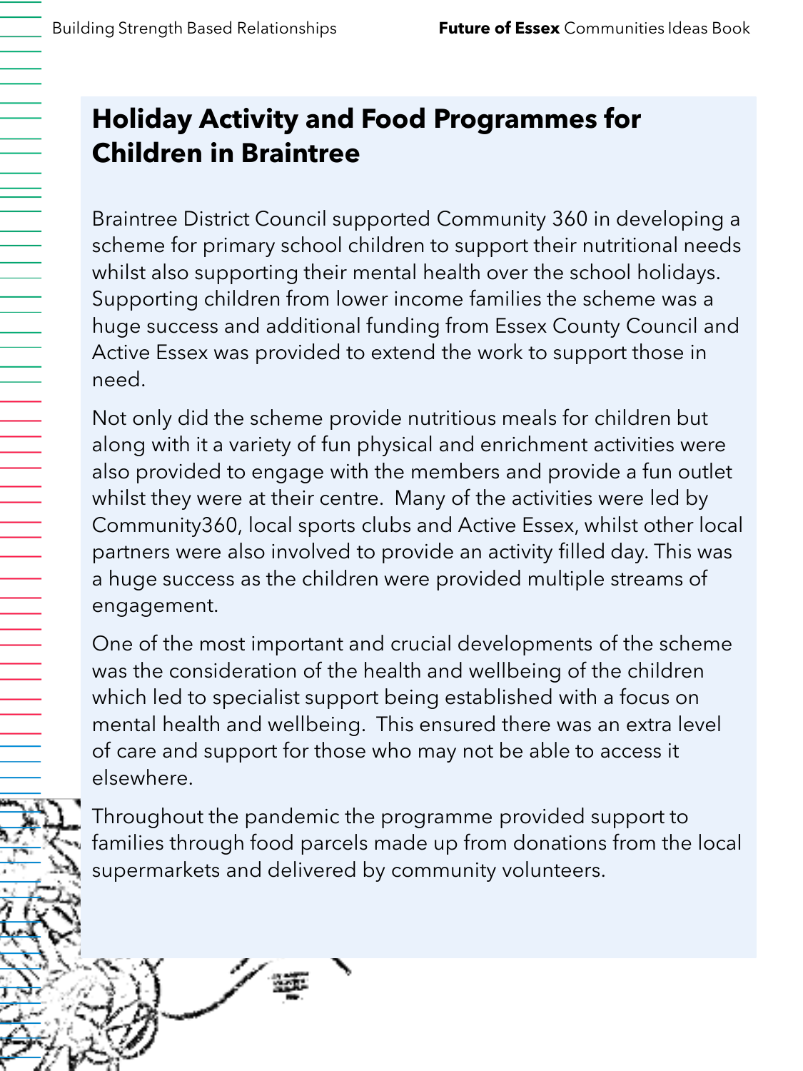## Holiday Activity and Food Programmes for Children in Braintree

Braintree District Council supported Community 360 in developing a scheme for primary school children to support their nutritional needs whilst also supporting their mental health over the school holidays. Supporting children from lower income families the scheme was a huge success and additional funding from Essex County Council and Active Essex was provided to extend the work to support those in need.

Not only did the scheme provide nutritious meals for children but along with it a variety of fun physical and enrichment activities were also provided to engage with the members and provide a fun outlet whilst they were at their centre. Many of the activities were led by Community360, local sports clubs and Active Essex, whilst other local partners were also involved to provide an activity filled day. This was a huge success as the children were provided multiple streams of engagement.

One of the most important and crucial developments of the scheme was the consideration of the health and wellbeing of the children which led to specialist support being established with a focus on mental health and wellbeing. This ensured there was an extra level of care and support for those who may not be able to access it elsewhere.

Throughout the pandemic the programme provided support to families through food parcels made up from donations from the local supermarkets and delivered by community volunteers.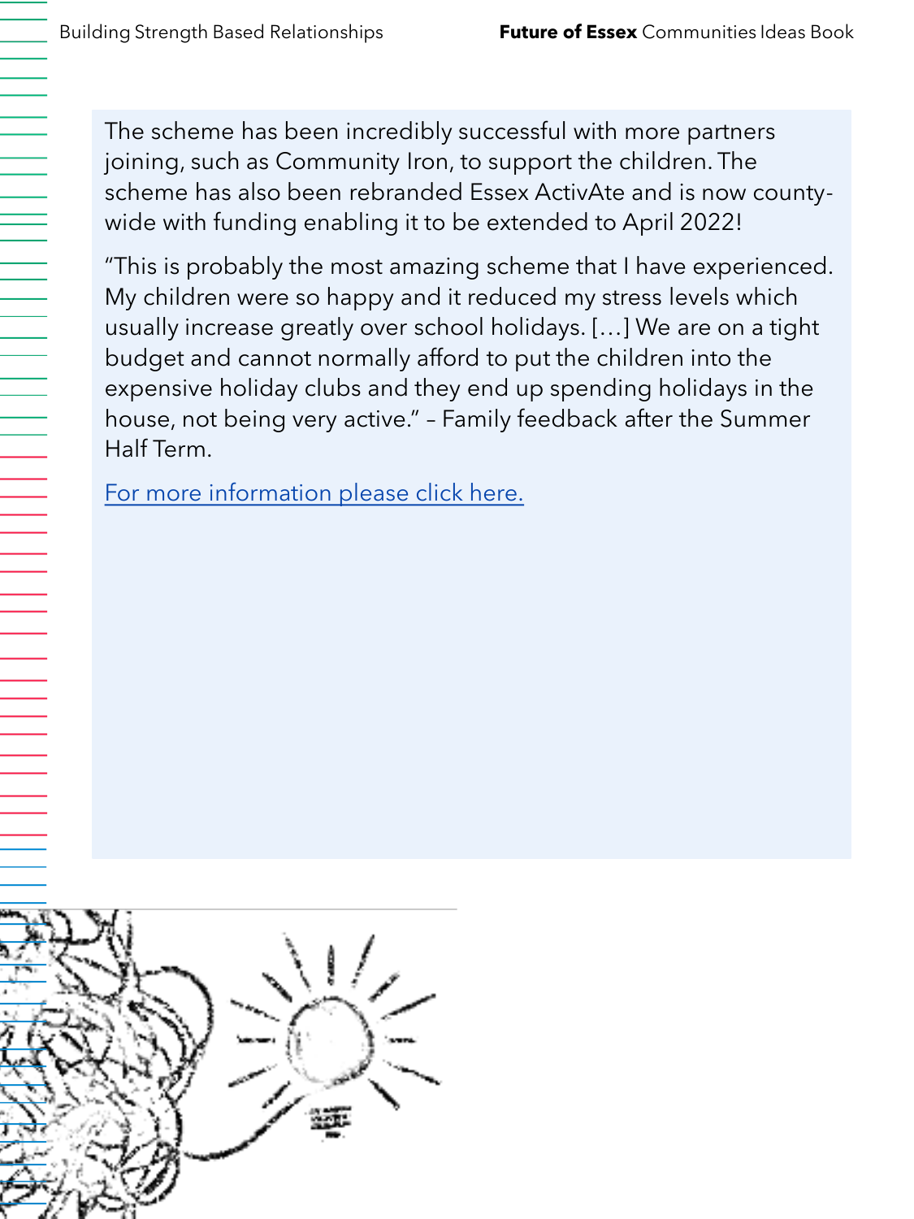The scheme has been incredibly successful with more partners joining, such as Community Iron, to support the children. The scheme has also been rebranded Essex ActivAte and is now county-wide with funding enabling it to be extended to April 2022!

"This is probably the most amazing scheme that I have experienced. My children were so happy and it reduced my stress levels which usually increase greatly over school holidays. […] We are on a tight budget and cannot normally afford to put the children into the expensive holiday clubs and they end up spending holidays in the house, not being very active." – Family feedback after the Summer Half Term.

For more information please click here.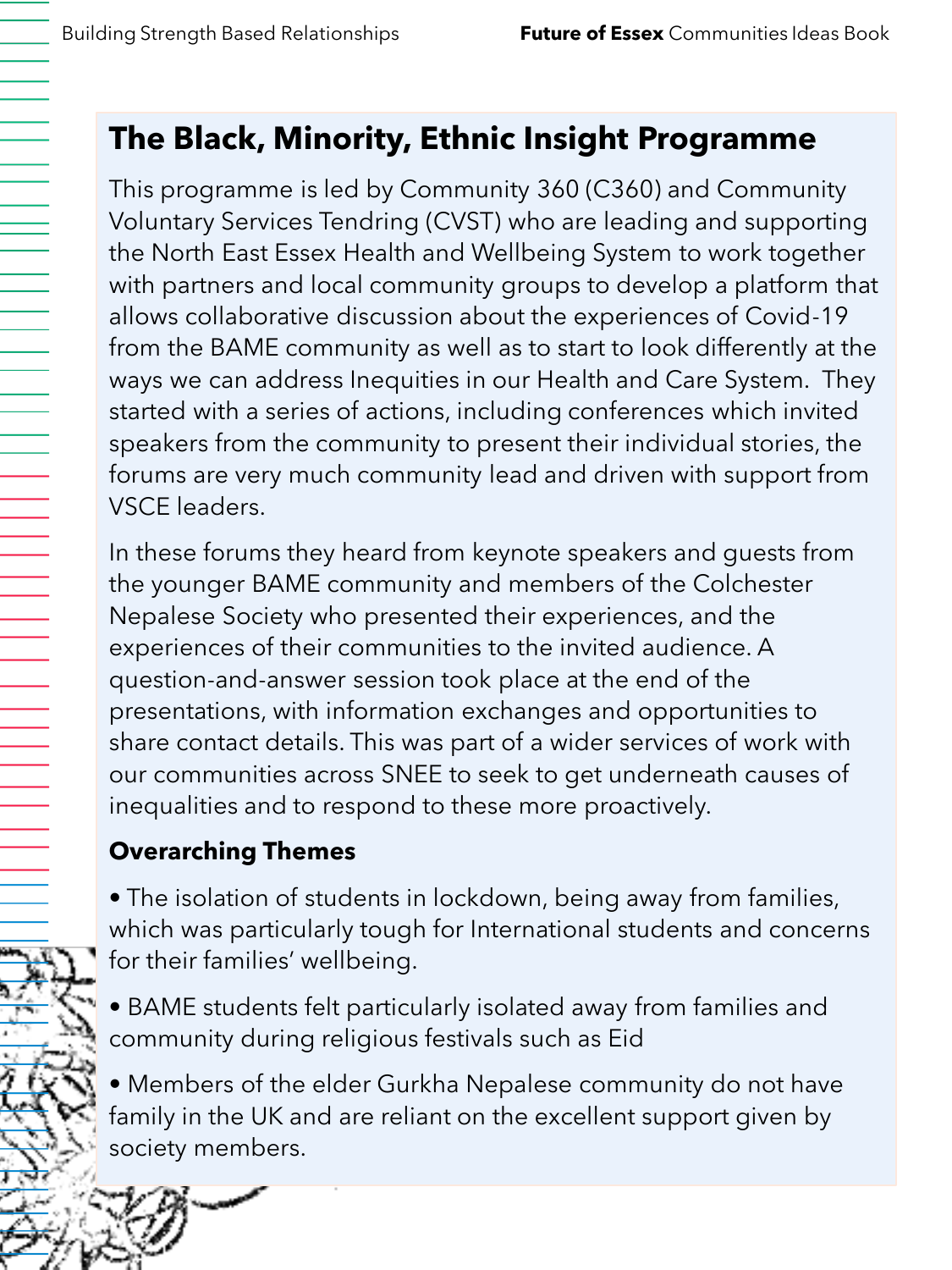## The Black, Minority, Ethnic Insight Programme

This programme is led by Community 360 (C360) and Community Voluntary Services Tendring (CVST) who are leading and supporting the North East Essex Health and Wellbeing System to work together with partners and local community groups to develop a platform that allows collaborative discussion about the experiences of Covid-19 from the BAME community as well as to start to look differently at the ways we can address Inequities in our Health and Care System. They started with a series of actions, including conferences which invited speakers from the community to present their individual stories, the forums are very much community lead and driven with support from VSCE leaders.

In these forums they heard from keynote speakers and guests from the younger BAME community and members of the Colchester Nepalese Society who presented their experiences, and the experiences of their communities to the invited audience. A question-and-answer session took place at the end of the presentations, with information exchanges and opportunities to share contact details. This was part of a wider services of work with our communities across SNEE to seek to get underneath causes of inequalities and to respond to these more proactively.

**Overarching Themes**

- The isolation of students in lockdown, being away from families, which was particularly tough for International students and concerns for their families' wellbeing.
- BAME students felt particularly isolated away from families and community during religious festivals such as Eid
- Members of the elder Gurkha Nepalese community do not have family in the UK and are reliant on the excellent support given by society members.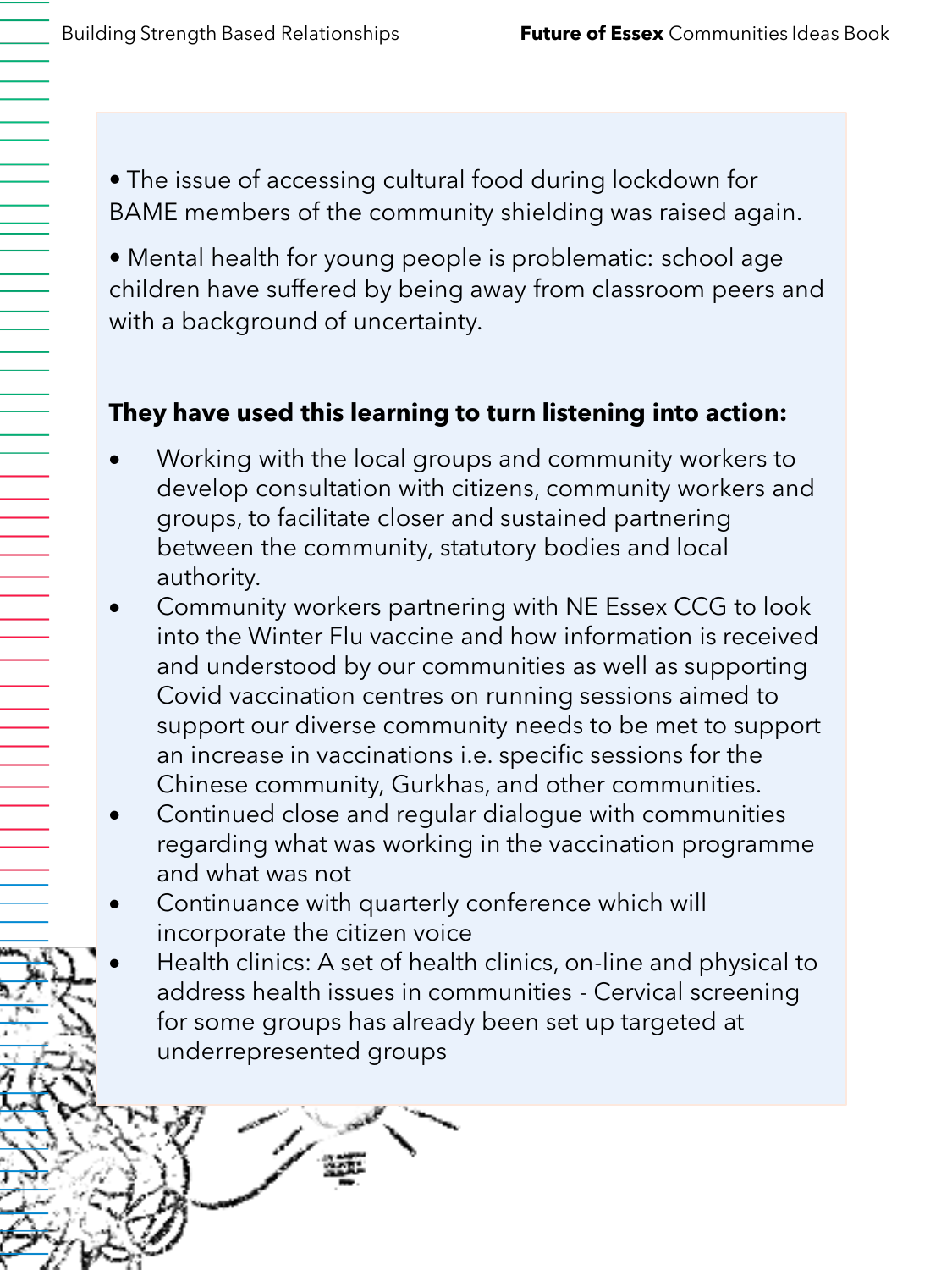- The issue of accessing cultural food during lockdown for BAME members of the community shielding was raised again.
- Mental health for young people is problematic: school age children have suffered by being away from classroom peers and with a background of uncertainty.

**They have used this learning to turn listening into action:**

- Working with the local groups and community workers to develop consultation with citizens, community workers and groups, to facilitate closer and sustained partnering between the community, statutory bodies and local authority.
- Community workers partnering with NE Essex CCG to look into the Winter Flu vaccine and how information is received and understood by our communities as well as supporting Covid vaccination centres on running sessions aimed to support our diverse community needs to be met to support an increase in vaccinations i.e. specific sessions for the Chinese community, Gurkhas, and other communities.
- Continued close and regular dialogue with communities regarding what was working in the vaccination programme and what was not
- Continuance with quarterly conference which will incorporate the citizen voice
- Health clinics: A set of health clinics, on-line and physical to address health issues in communities - Cervical screening for some groups has already been set up targeted at underrepresented groups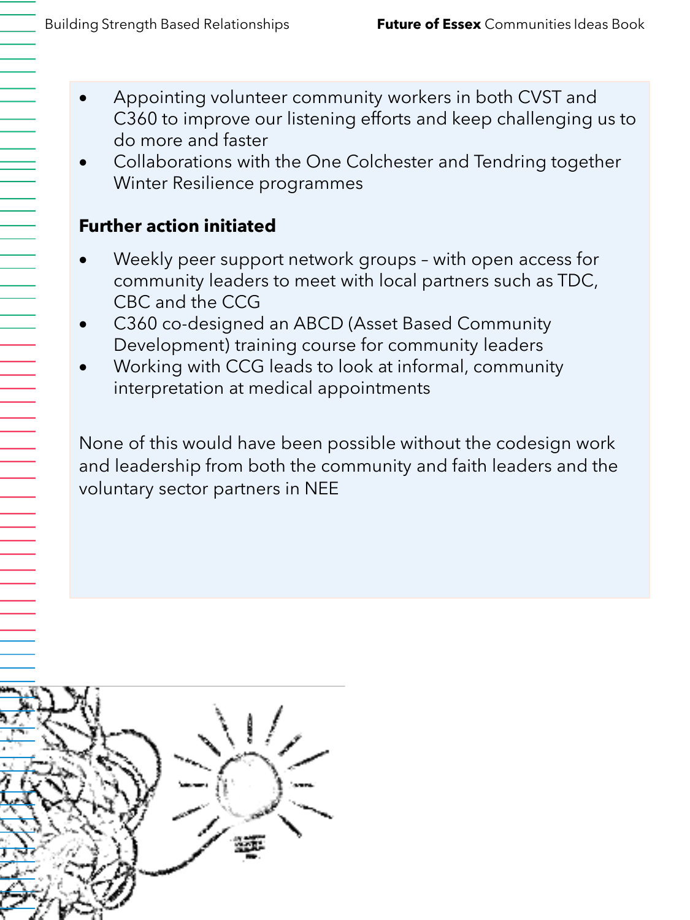- Appointing volunteer community workers in both CVST and C360 to improve our listening efforts and keep challenging us to do more and faster
- Collaborations with the One Colchester and Tendring together Winter Resilience programmes

**Further action initiated**

- Weekly peer support network groups – with open access for community leaders to meet with local partners such as TDC, CBC and the CCG
- C360 co-designed an ABCD (Asset Based Community Development) training course for community leaders
- Working with CCG leads to look at informal, community interpretation at medical appointments

None of this would have been possible without the codesign work and leadership from both the community and faith leaders and the voluntary sector partners in NEE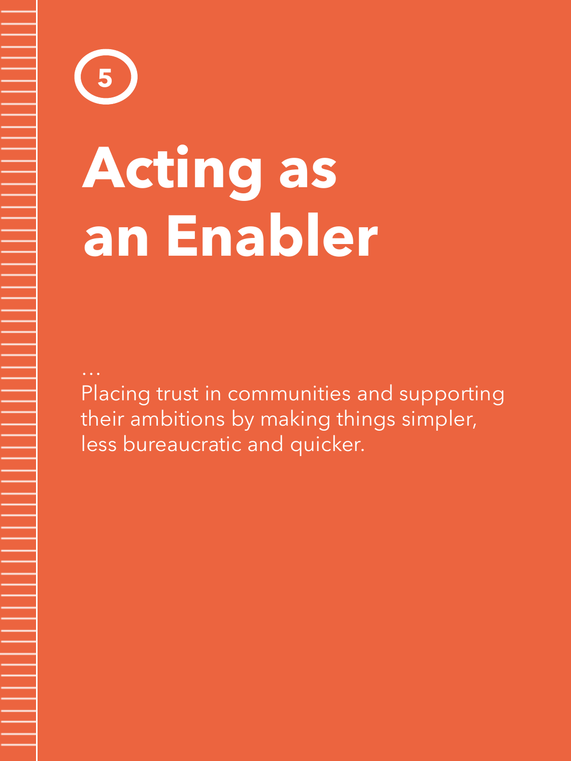5

# Acting as an Enabler

...

Placing trust in communities and supporting their ambitions by making things simpler, less bureaucratic and quicker.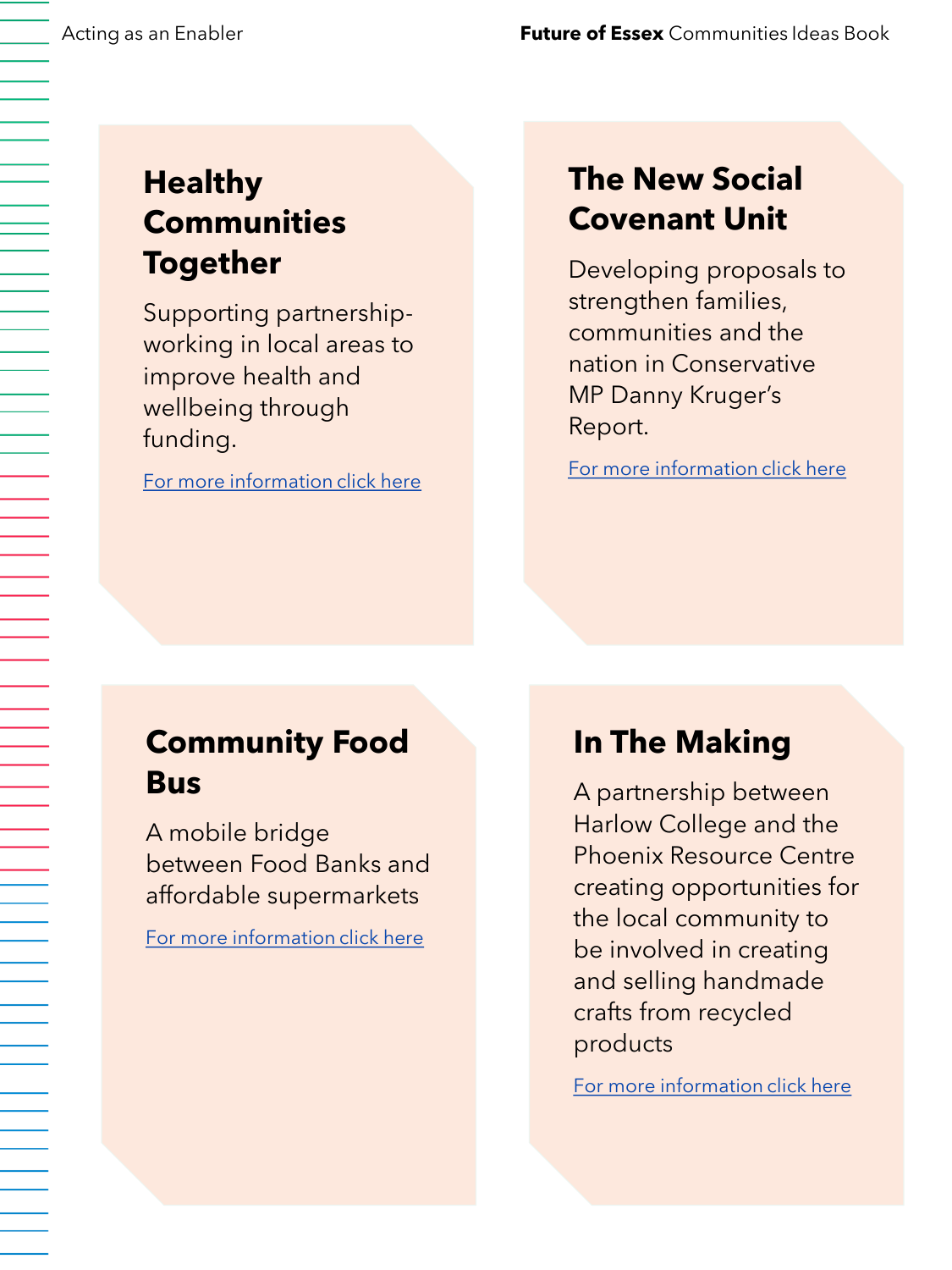## Healthy Communities Together

Supporting partnership-working in local areas to improve health and wellbeing through funding.

For more information click here

## The New Social Covenant Unit

Developing proposals to strengthen families, communities and the nation in Conservative MP Danny Kruger's Report.

For more information click here

## Community Food Bus

A mobile bridge between Food Banks and affordable supermarkets

For more information click here

## In The Making

A partnership between Harlow College and the Phoenix Resource Centre creating opportunities for the local community to be involved in creating and selling handmade crafts from recycled products

For more information click here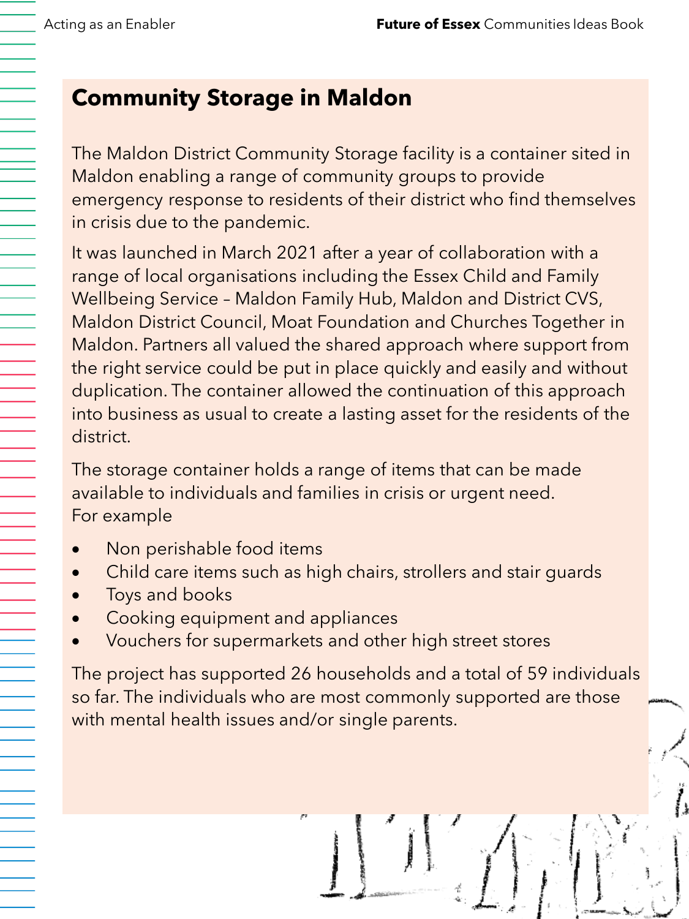## Community Storage in Maldon

The Maldon District Community Storage facility is a container sited in Maldon enabling a range of community groups to provide emergency response to residents of their district who find themselves in crisis due to the pandemic.

It was launched in March 2021 after a year of collaboration with a range of local organisations including the Essex Child and Family Wellbeing Service – Maldon Family Hub, Maldon and District CVS, Maldon District Council, Moat Foundation and Churches Together in Maldon. Partners all valued the shared approach where support from the right service could be put in place quickly and easily and without duplication. The container allowed the continuation of this approach into business as usual to create a lasting asset for the residents of the district.

The storage container holds a range of items that can be made available to individuals and families in crisis or urgent need.
For example

- Non perishable food items
- Child care items such as high chairs, strollers and stair guards
- Toys and books
- Cooking equipment and appliances
- Vouchers for supermarkets and other high street stores

The project has supported 26 households and a total of 59 individuals so far. The individuals who are most commonly supported are those with mental health issues and/or single parents.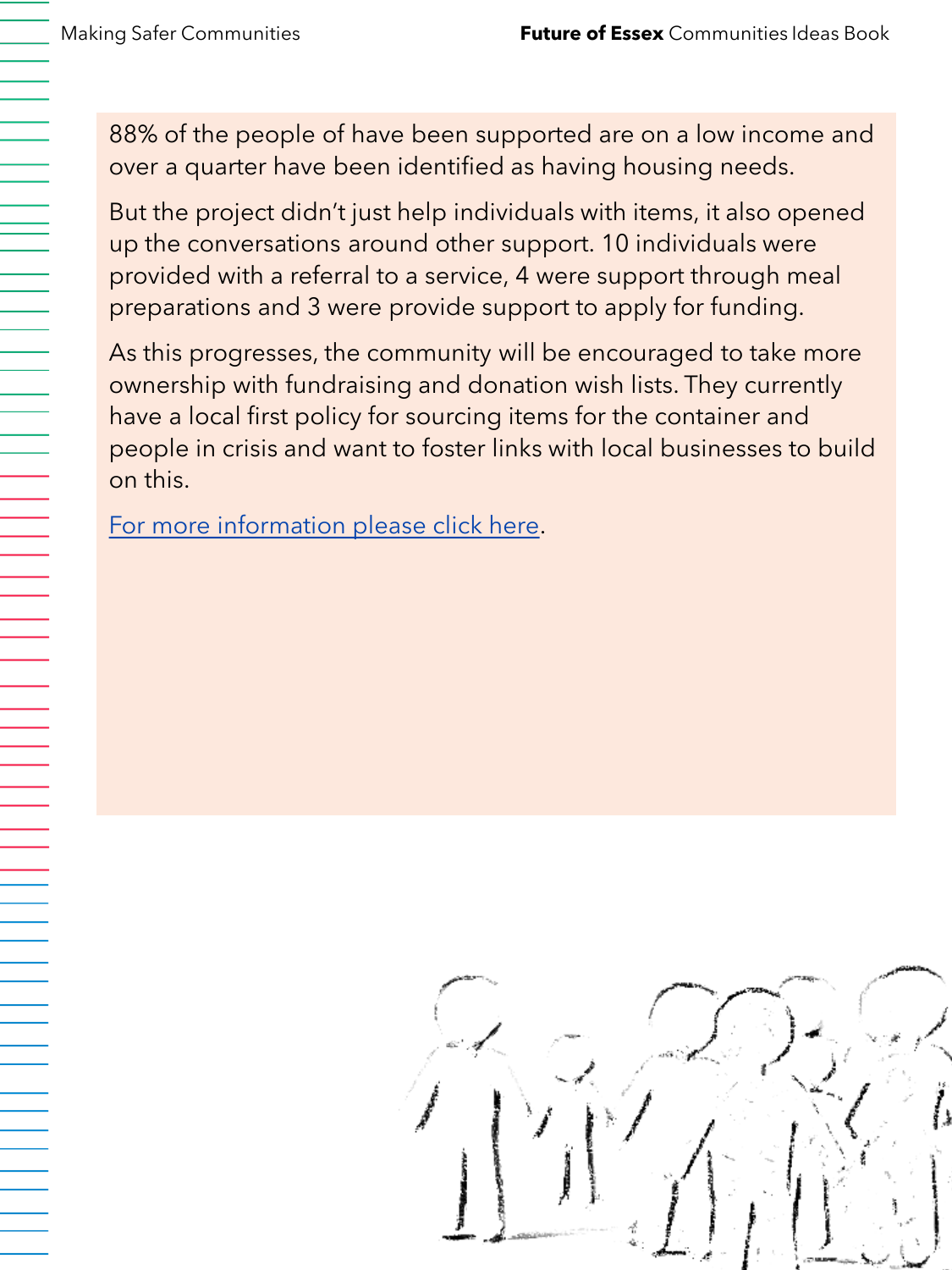88% of the people of have been supported are on a low income and over a quarter have been identified as having housing needs.

But the project didn't just help individuals with items, it also opened up the conversations around other support. 10 individuals were provided with a referral to a service, 4 were support through meal preparations and 3 were provide support to apply for funding.

As this progresses, the community will be encouraged to take more ownership with fundraising and donation wish lists. They currently have a local first policy for sourcing items for the container and people in crisis and want to foster links with local businesses to build on this.

For more information please click here.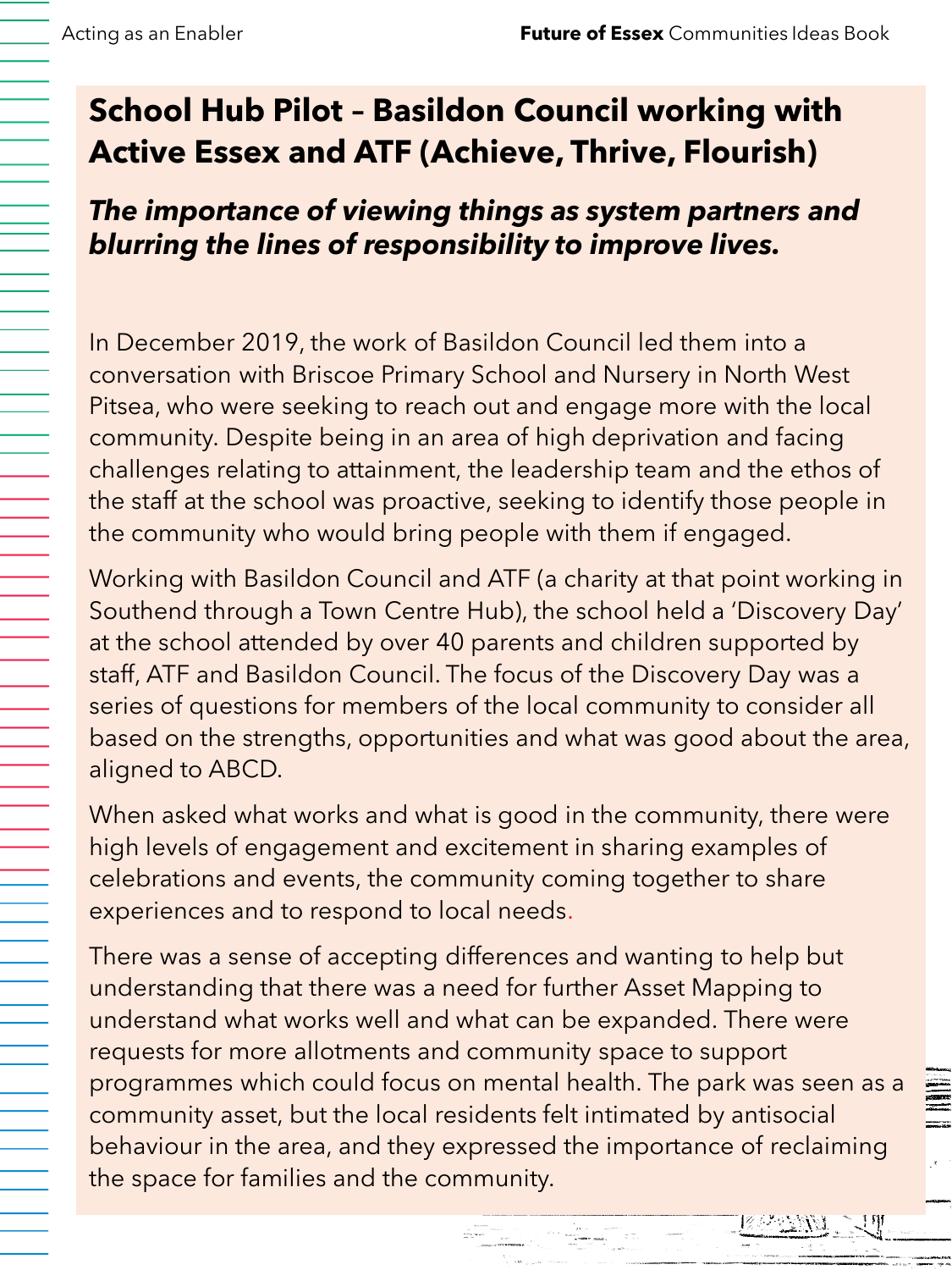## School Hub Pilot – Basildon Council working with Active Essex and ATF (Achieve, Thrive, Flourish)

***The importance of viewing things as system partners and blurring the lines of responsibility to improve lives.***

In December 2019, the work of Basildon Council led them into a conversation with Briscoe Primary School and Nursery in North West Pitsea, who were seeking to reach out and engage more with the local community. Despite being in an area of high deprivation and facing challenges relating to attainment, the leadership team and the ethos of the staff at the school was proactive, seeking to identify those people in the community who would bring people with them if engaged.

Working with Basildon Council and ATF (a charity at that point working in Southend through a Town Centre Hub), the school held a 'Discovery Day' at the school attended by over 40 parents and children supported by staff, ATF and Basildon Council. The focus of the Discovery Day was a series of questions for members of the local community to consider all based on the strengths, opportunities and what was good about the area, aligned to ABCD.

When asked what works and what is good in the community, there were high levels of engagement and excitement in sharing examples of celebrations and events, the community coming together to share experiences and to respond to local needs.

There was a sense of accepting differences and wanting to help but understanding that there was a need for further Asset Mapping to understand what works well and what can be expanded. There were requests for more allotments and community space to support programmes which could focus on mental health. The park was seen as a community asset, but the local residents felt intimated by antisocial behaviour in the area, and they expressed the importance of reclaiming the space for families and the community.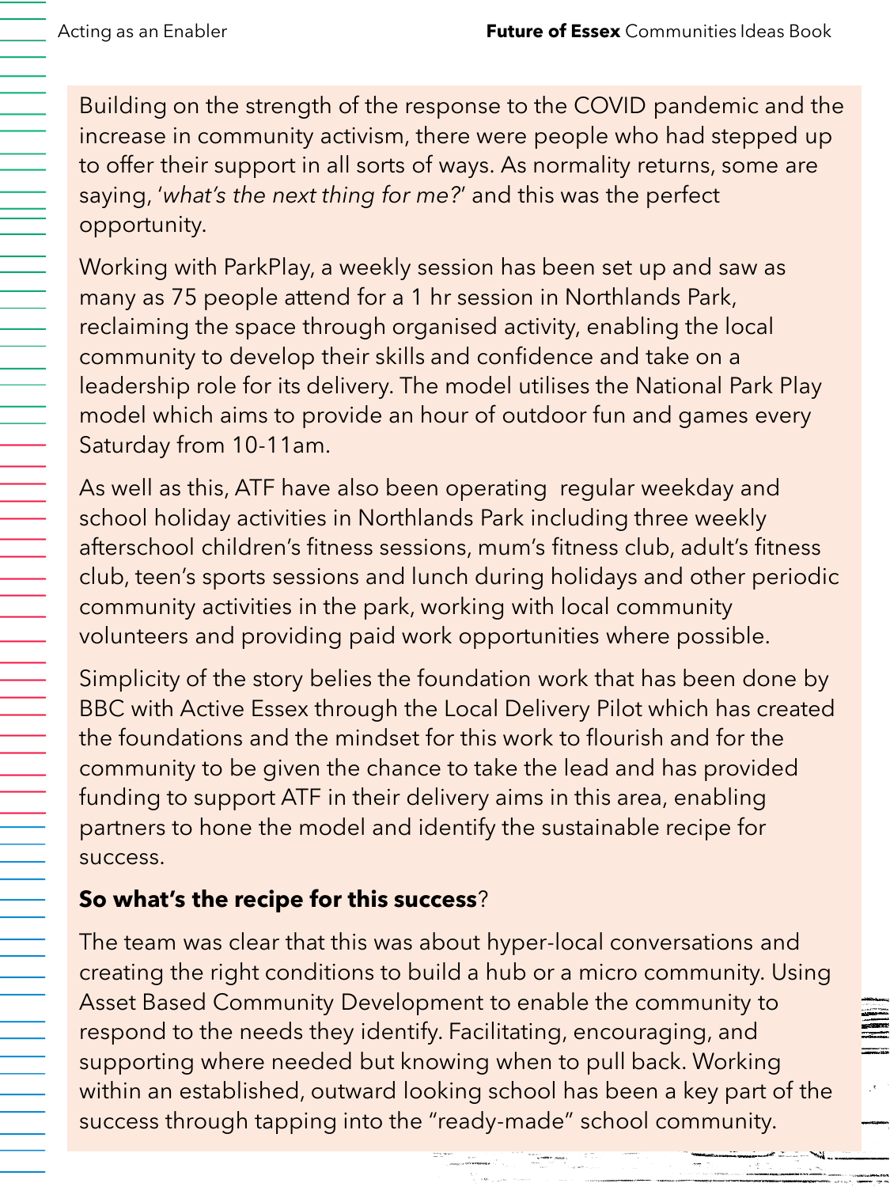Building on the strength of the response to the COVID pandemic and the increase in community activism, there were people who had stepped up to offer their support in all sorts of ways. As normality returns, some are saying, '*what's the next thing for me?*' and this was the perfect opportunity.

Working with ParkPlay, a weekly session has been set up and saw as many as 75 people attend for a 1 hr session in Northlands Park, reclaiming the space through organised activity, enabling the local community to develop their skills and confidence and take on a leadership role for its delivery. The model utilises the National Park Play model which aims to provide an hour of outdoor fun and games every Saturday from 10-11am.

As well as this, ATF have also been operating regular weekday and school holiday activities in Northlands Park including three weekly afterschool children's fitness sessions, mum's fitness club, adult's fitness club, teen's sports sessions and lunch during holidays and other periodic community activities in the park, working with local community volunteers and providing paid work opportunities where possible.

Simplicity of the story belies the foundation work that has been done by BBC with Active Essex through the Local Delivery Pilot which has created the foundations and the mindset for this work to flourish and for the community to be given the chance to take the lead and has provided funding to support ATF in their delivery aims in this area, enabling partners to hone the model and identify the sustainable recipe for success.

**So what's the recipe for this success**?

The team was clear that this was about hyper-local conversations and creating the right conditions to build a hub or a micro community. Using Asset Based Community Development to enable the community to respond to the needs they identify. Facilitating, encouraging, and supporting where needed but knowing when to pull back. Working within an established, outward looking school has been a key part of the success through tapping into the "ready-made" school community.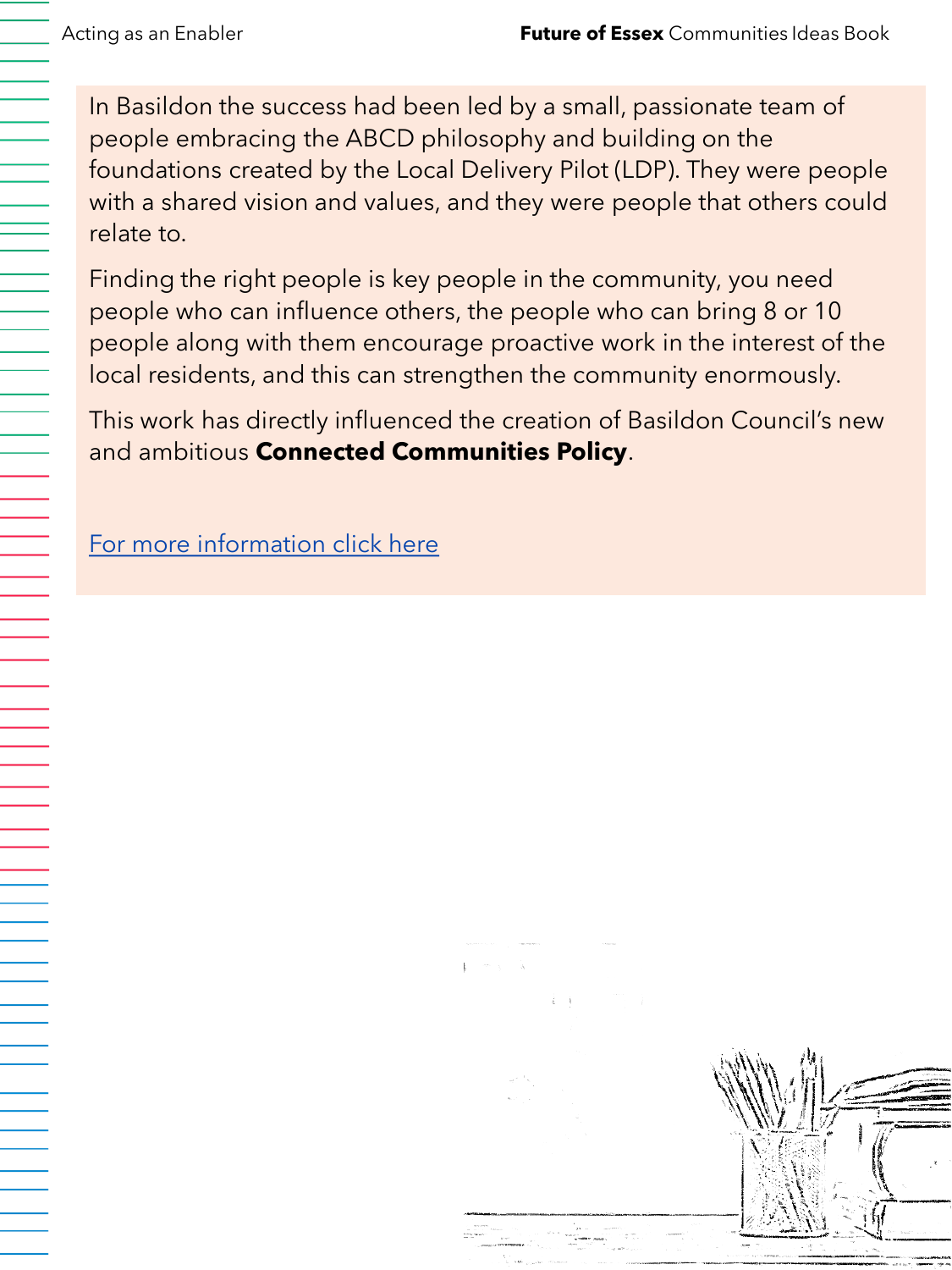In Basildon the success had been led by a small, passionate team of people embracing the ABCD philosophy and building on the foundations created by the Local Delivery Pilot (LDP). They were people with a shared vision and values, and they were people that others could relate to.

Finding the right people is key people in the community, you need people who can influence others, the people who can bring 8 or 10 people along with them encourage proactive work in the interest of the local residents, and this can strengthen the community enormously.

This work has directly influenced the creation of Basildon Council's new and ambitious **Connected Communities Policy**.

For more information click here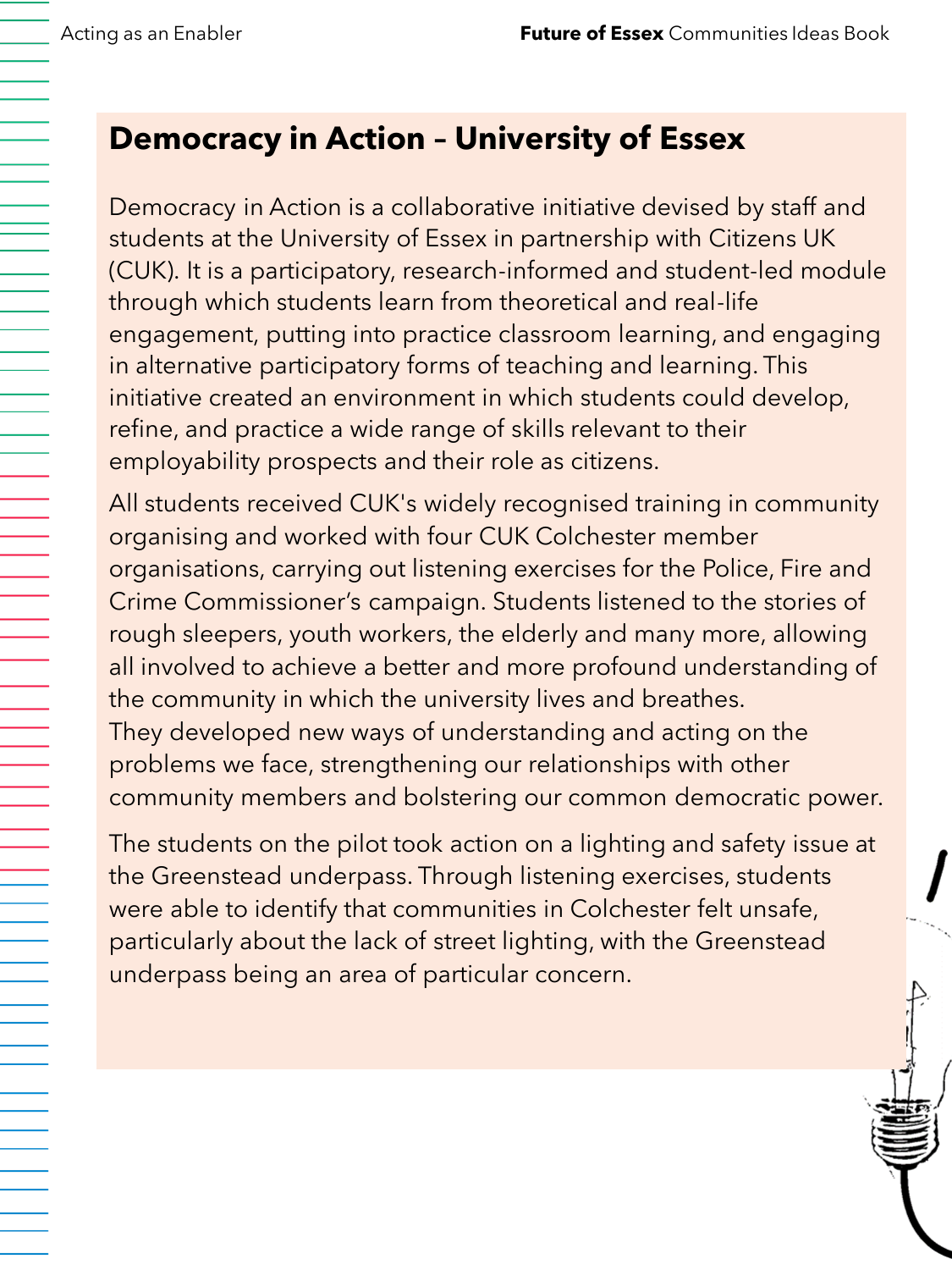## Democracy in Action – University of Essex

Democracy in Action is a collaborative initiative devised by staff and students at the University of Essex in partnership with Citizens UK (CUK). It is a participatory, research-informed and student-led module through which students learn from theoretical and real-life engagement, putting into practice classroom learning, and engaging in alternative participatory forms of teaching and learning. This initiative created an environment in which students could develop, refine, and practice a wide range of skills relevant to their employability prospects and their role as citizens.

All students received CUK's widely recognised training in community organising and worked with four CUK Colchester member organisations, carrying out listening exercises for the Police, Fire and Crime Commissioner's campaign. Students listened to the stories of rough sleepers, youth workers, the elderly and many more, allowing all involved to achieve a better and more profound understanding of the community in which the university lives and breathes. They developed new ways of understanding and acting on the problems we face, strengthening our relationships with other community members and bolstering our common democratic power.

The students on the pilot took action on a lighting and safety issue at the Greenstead underpass. Through listening exercises, students were able to identify that communities in Colchester felt unsafe, particularly about the lack of street lighting, with the Greenstead underpass being an area of particular concern.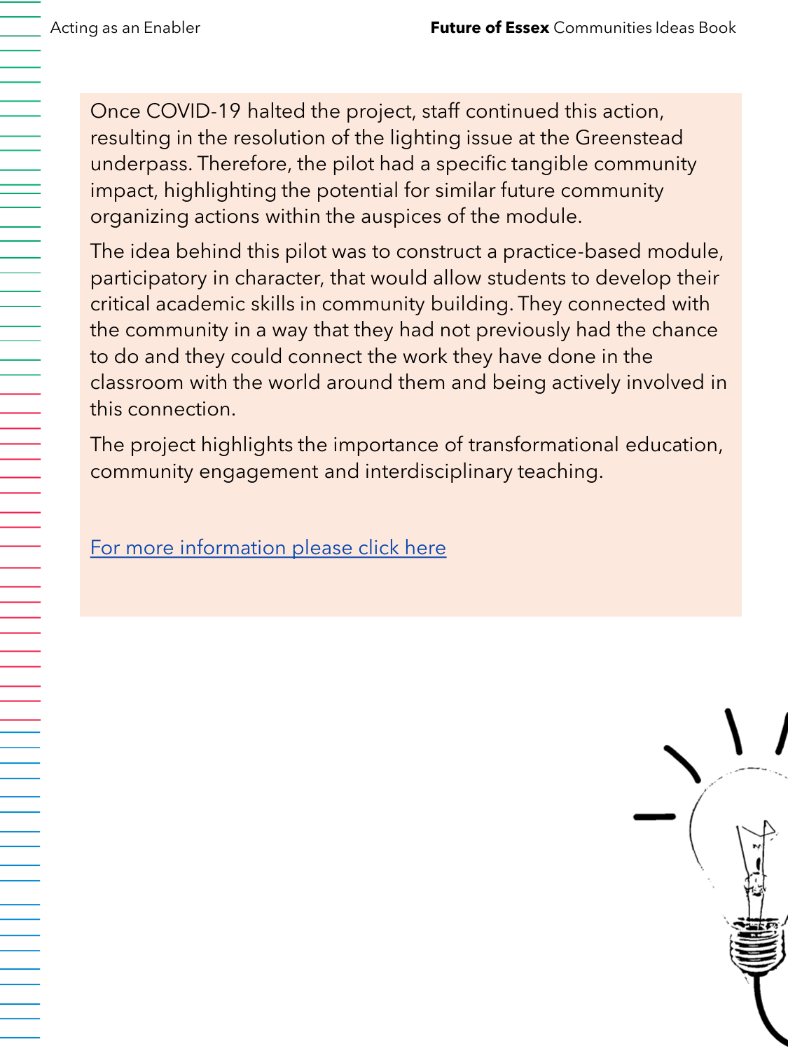Once COVID-19 halted the project, staff continued this action, resulting in the resolution of the lighting issue at the Greenstead underpass. Therefore, the pilot had a specific tangible community impact, highlighting the potential for similar future community organizing actions within the auspices of the module.

The idea behind this pilot was to construct a practice-based module, participatory in character, that would allow students to develop their critical academic skills in community building. They connected with the community in a way that they had not previously had the chance to do and they could connect the work they have done in the classroom with the world around them and being actively involved in this connection.

The project highlights the importance of transformational education, community engagement and interdisciplinary teaching.

For more information please click here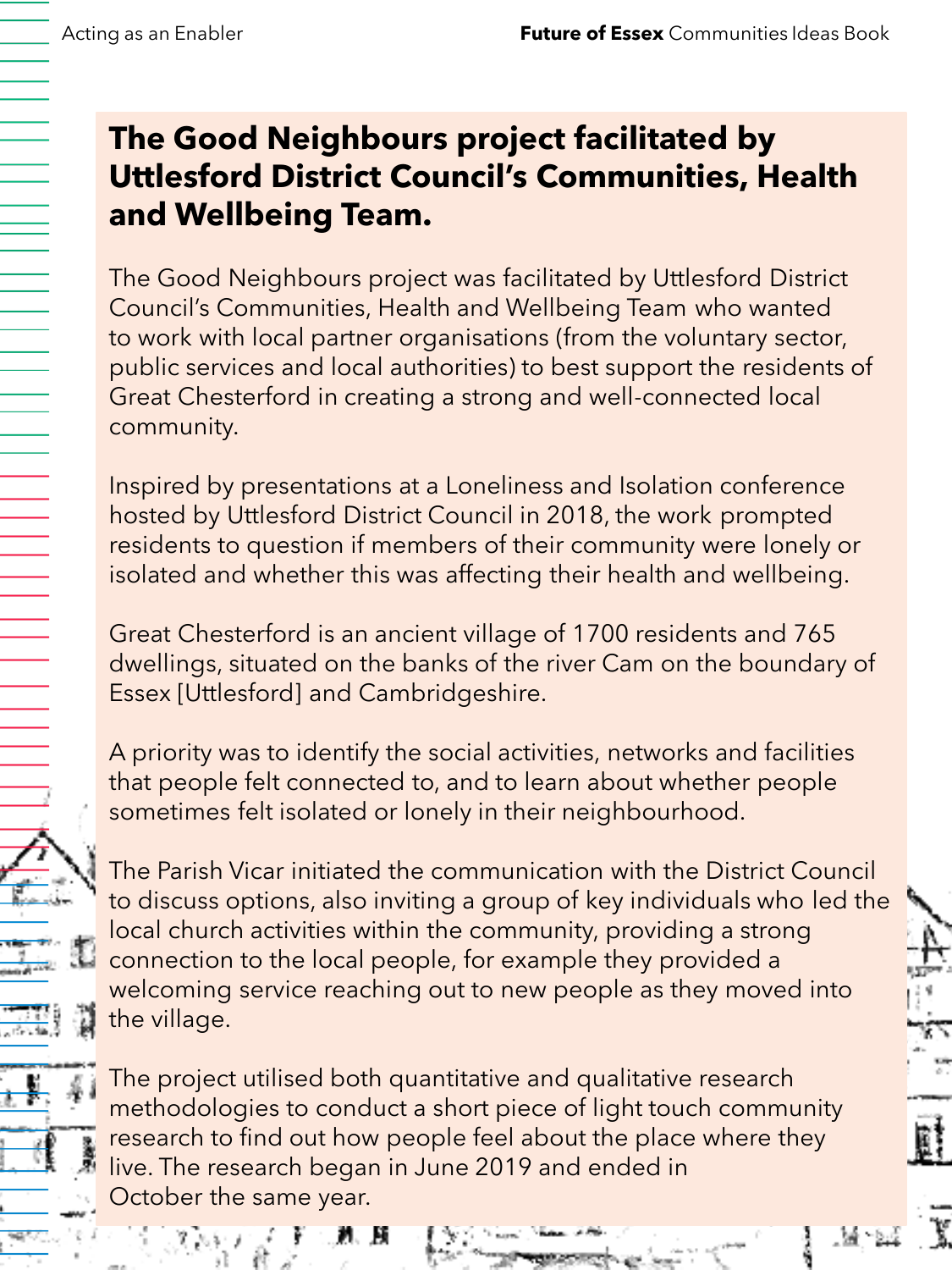## The Good Neighbours project facilitated by Uttlesford District Council's Communities, Health and Wellbeing Team.

The Good Neighbours project was facilitated by Uttlesford District Council's Communities, Health and Wellbeing Team who wanted to work with local partner organisations (from the voluntary sector, public services and local authorities) to best support the residents of Great Chesterford in creating a strong and well-connected local community.

Inspired by presentations at a Loneliness and Isolation conference hosted by Uttlesford District Council in 2018, the work prompted residents to question if members of their community were lonely or isolated and whether this was affecting their health and wellbeing.

Great Chesterford is an ancient village of 1700 residents and 765 dwellings, situated on the banks of the river Cam on the boundary of Essex [Uttlesford] and Cambridgeshire.

A priority was to identify the social activities, networks and facilities that people felt connected to, and to learn about whether people sometimes felt isolated or lonely in their neighbourhood.

The Parish Vicar initiated the communication with the District Council to discuss options, also inviting a group of key individuals who led the local church activities within the community, providing a strong connection to the local people, for example they provided a welcoming service reaching out to new people as they moved into the village.

The project utilised both quantitative and qualitative research methodologies to conduct a short piece of light touch community research to find out how people feel about the place where they live. The research began in June 2019 and ended in October the same year.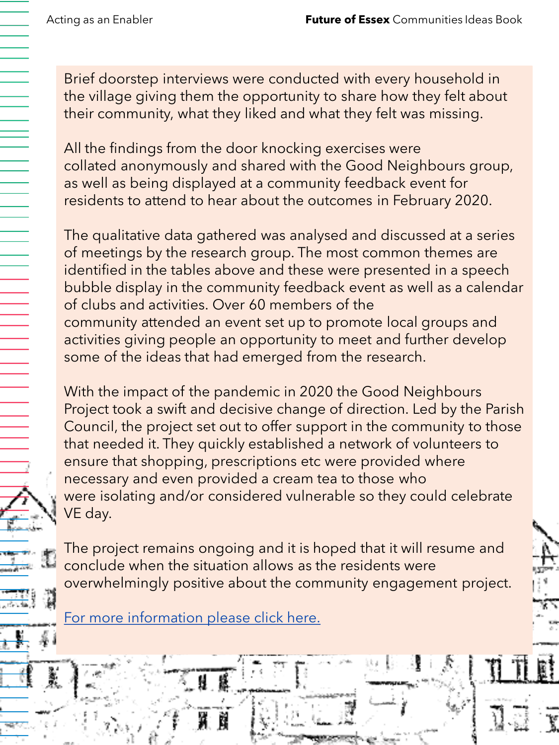Brief doorstep interviews were conducted with every household in the village giving them the opportunity to share how they felt about their community, what they liked and what they felt was missing.

All the findings from the door knocking exercises were collated anonymously and shared with the Good Neighbours group, as well as being displayed at a community feedback event for residents to attend to hear about the outcomes in February 2020.

The qualitative data gathered was analysed and discussed at a series of meetings by the research group. The most common themes are identified in the tables above and these were presented in a speech bubble display in the community feedback event as well as a calendar of clubs and activities. Over 60 members of the community attended an event set up to promote local groups and activities giving people an opportunity to meet and further develop some of the ideas that had emerged from the research.

With the impact of the pandemic in 2020 the Good Neighbours Project took a swift and decisive change of direction. Led by the Parish Council, the project set out to offer support in the community to those that needed it. They quickly established a network of volunteers to ensure that shopping, prescriptions etc were provided where necessary and even provided a cream tea to those who were isolating and/or considered vulnerable so they could celebrate VE day.

The project remains ongoing and it is hoped that it will resume and conclude when the situation allows as the residents were overwhelmingly positive about the community engagement project.

For more information please click here.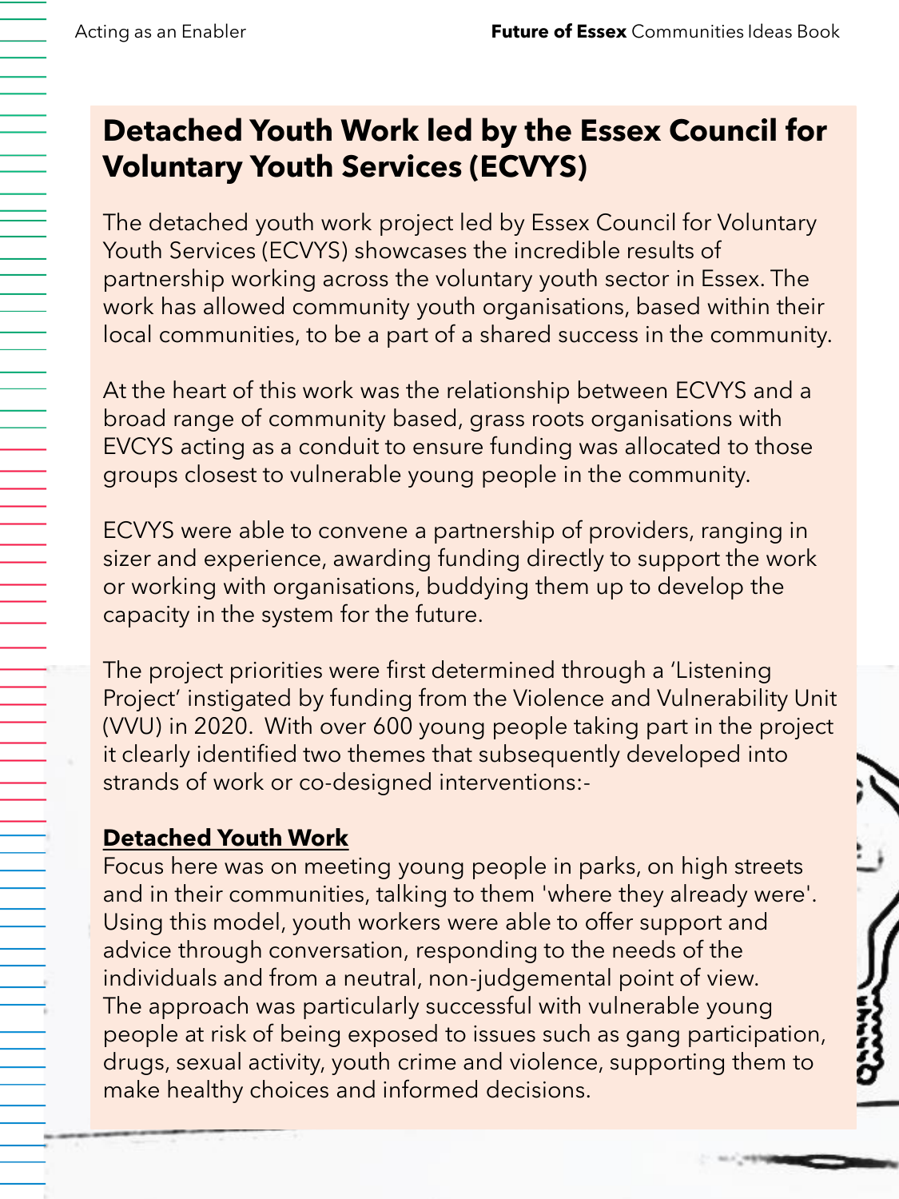# Detached Youth Work led by the Essex Council for Voluntary Youth Services (ECVYS)

The detached youth work project led by Essex Council for Voluntary Youth Services (ECVYS) showcases the incredible results of partnership working across the voluntary youth sector in Essex. The work has allowed community youth organisations, based within their local communities, to be a part of a shared success in the community.

At the heart of this work was the relationship between ECVYS and a broad range of community based, grass roots organisations with EVCYS acting as a conduit to ensure funding was allocated to those groups closest to vulnerable young people in the community.

ECVYS were able to convene a partnership of providers, ranging in sizer and experience, awarding funding directly to support the work or working with organisations, buddying them up to develop the capacity in the system for the future.

The project priorities were first determined through a 'Listening Project' instigated by funding from the Violence and Vulnerability Unit (VVU) in 2020. With over 600 young people taking part in the project it clearly identified two themes that subsequently developed into strands of work or co-designed interventions:-

**Detached Youth Work**

Focus here was on meeting young people in parks, on high streets and in their communities, talking to them 'where they already were'. Using this model, youth workers were able to offer support and advice through conversation, responding to the needs of the individuals and from a neutral, non-judgemental point of view. The approach was particularly successful with vulnerable young people at risk of being exposed to issues such as gang participation, drugs, sexual activity, youth crime and violence, supporting them to make healthy choices and informed decisions.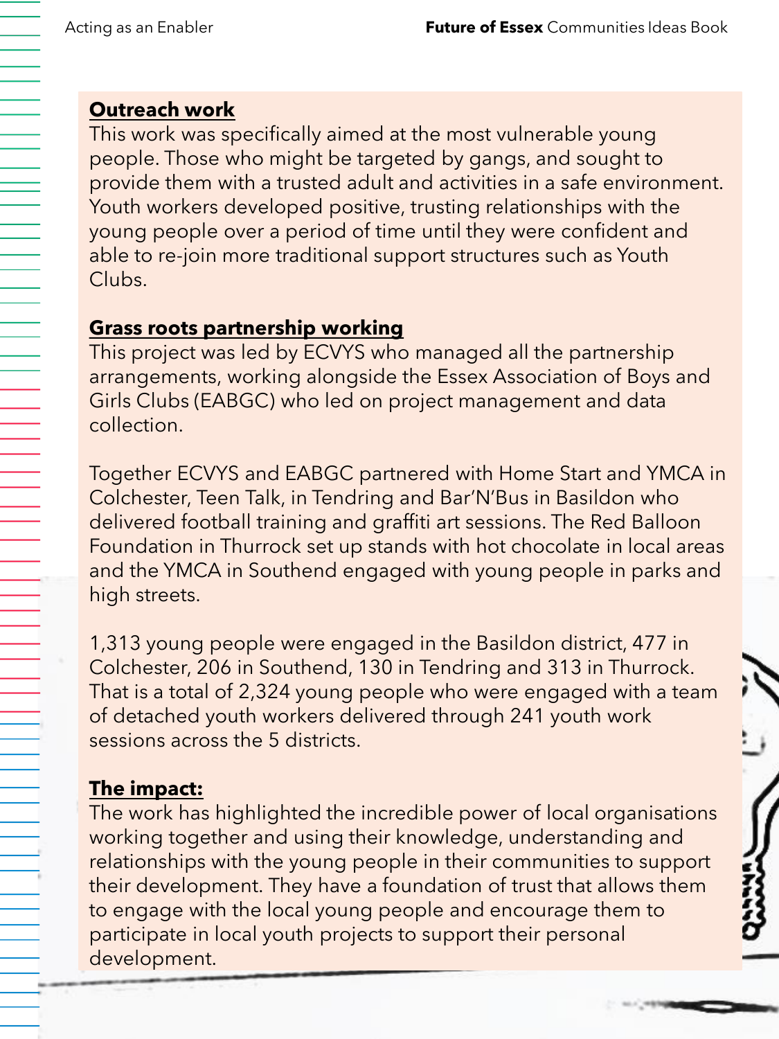**Outreach work**

This work was specifically aimed at the most vulnerable young people. Those who might be targeted by gangs, and sought to provide them with a trusted adult and activities in a safe environment. Youth workers developed positive, trusting relationships with the young people over a period of time until they were confident and able to re-join more traditional support structures such as Youth Clubs.

**Grass roots partnership working**

This project was led by ECVYS who managed all the partnership arrangements, working alongside the Essex Association of Boys and Girls Clubs (EABGC) who led on project management and data collection.

Together ECVYS and EABGC partnered with Home Start and YMCA in Colchester, Teen Talk, in Tendring and Bar'N'Bus in Basildon who delivered football training and graffiti art sessions. The Red Balloon Foundation in Thurrock set up stands with hot chocolate in local areas and the YMCA in Southend engaged with young people in parks and high streets.

1,313 young people were engaged in the Basildon district, 477 in Colchester, 206 in Southend, 130 in Tendring and 313 in Thurrock. That is a total of 2,324 young people who were engaged with a team of detached youth workers delivered through 241 youth work sessions across the 5 districts.

**The impact:**

The work has highlighted the incredible power of local organisations working together and using their knowledge, understanding and relationships with the young people in their communities to support their development. They have a foundation of trust that allows them to engage with the local young people and encourage them to participate in local youth projects to support their personal development.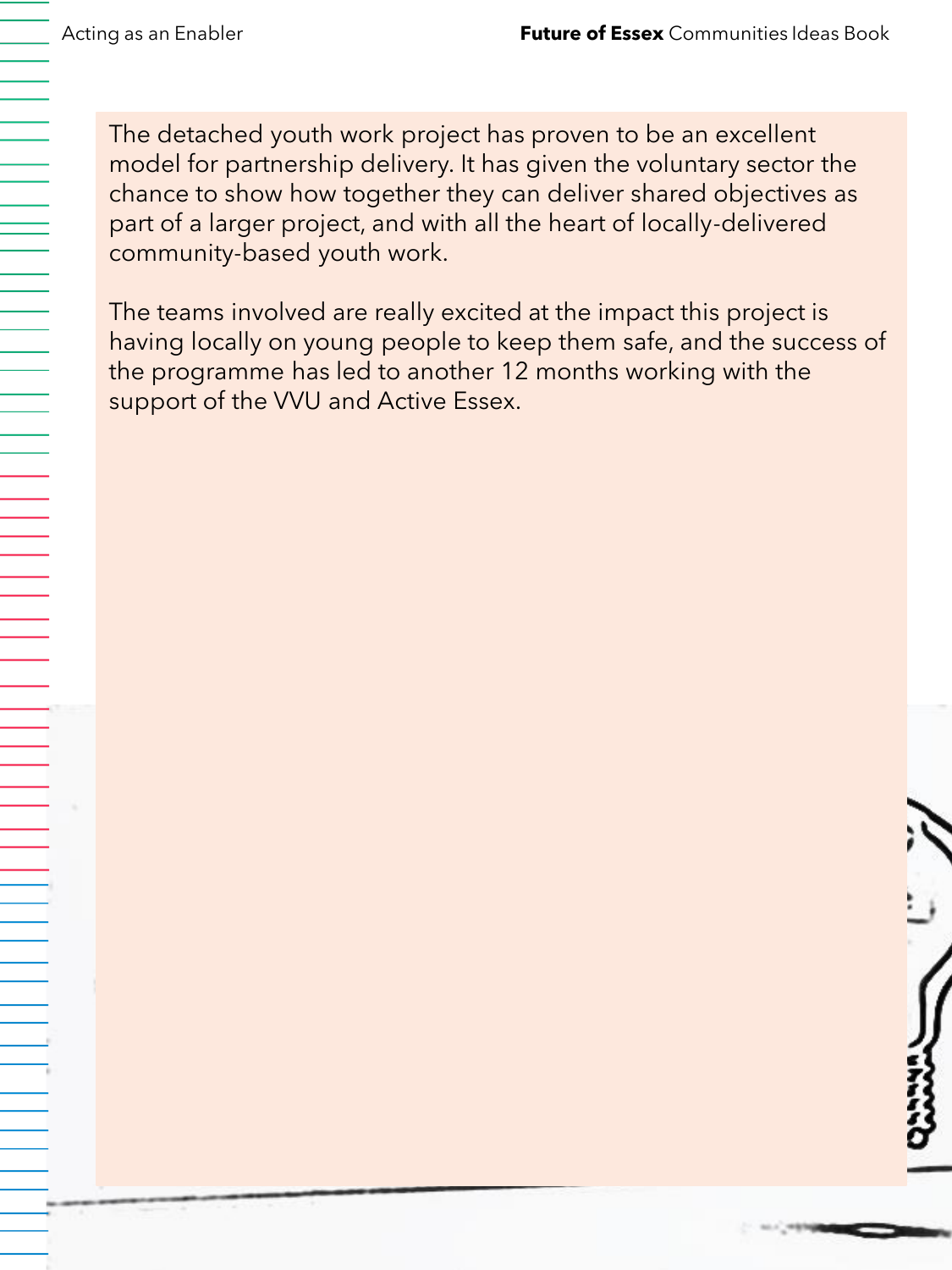The detached youth work project has proven to be an excellent model for partnership delivery. It has given the voluntary sector the chance to show how together they can deliver shared objectives as part of a larger project, and with all the heart of locally-delivered community-based youth work.

The teams involved are really excited at the impact this project is having locally on young people to keep them safe, and the success of the programme has led to another 12 months working with the support of the VVU and Active Essex.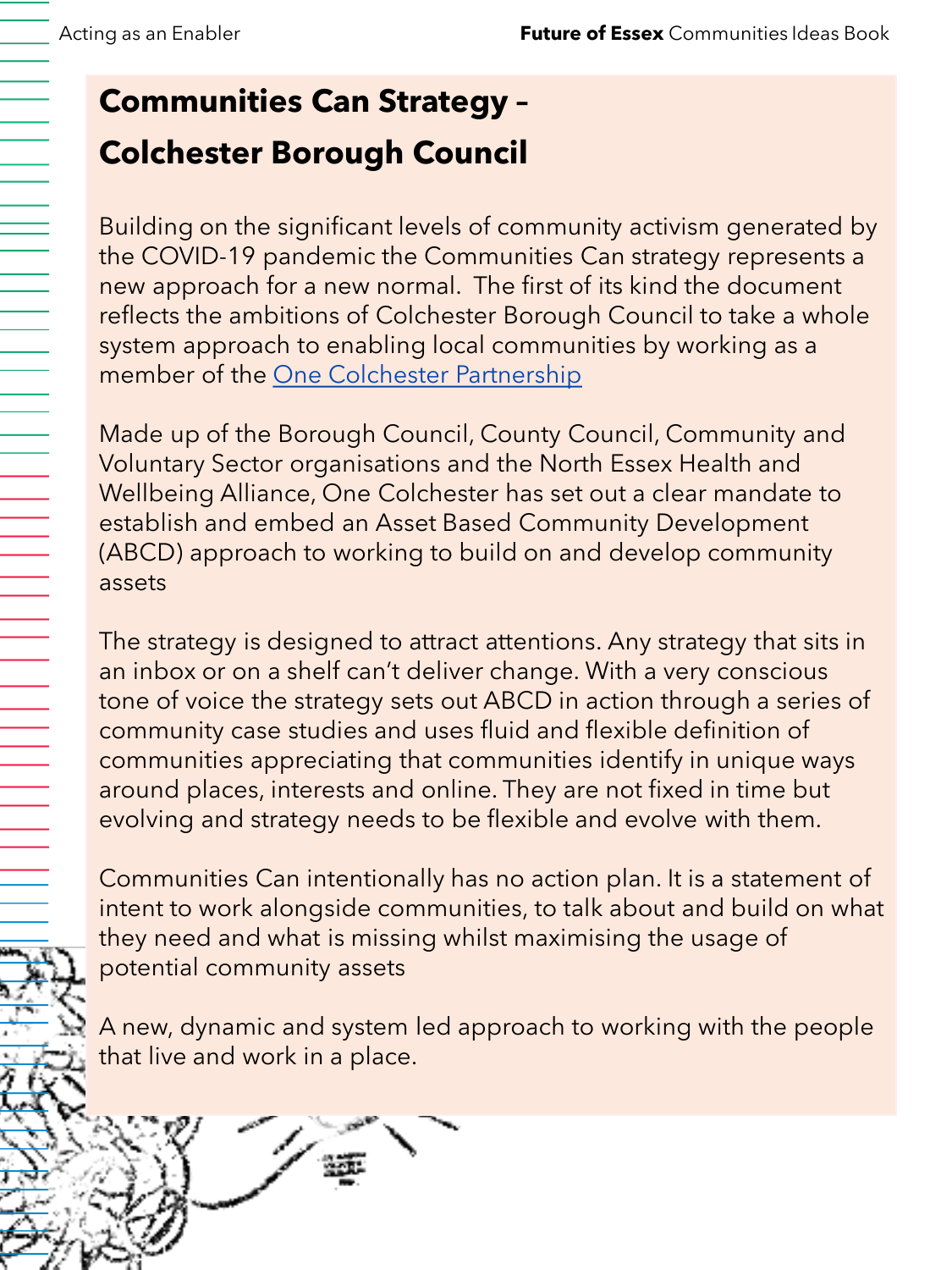## Communities Can Strategy – Colchester Borough Council

Building on the significant levels of community activism generated by the COVID-19 pandemic the Communities Can strategy represents a new approach for a new normal. The first of its kind the document reflects the ambitions of Colchester Borough Council to take a whole system approach to enabling local communities by working as a member of the One Colchester Partnership

Made up of the Borough Council, County Council, Community and Voluntary Sector organisations and the North Essex Health and Wellbeing Alliance, One Colchester has set out a clear mandate to establish and embed an Asset Based Community Development (ABCD) approach to working to build on and develop community assets

The strategy is designed to attract attentions. Any strategy that sits in an inbox or on a shelf can't deliver change. With a very conscious tone of voice the strategy sets out ABCD in action through a series of community case studies and uses fluid and flexible definition of communities appreciating that communities identify in unique ways around places, interests and online. They are not fixed in time but evolving and strategy needs to be flexible and evolve with them.

Communities Can intentionally has no action plan. It is a statement of intent to work alongside communities, to talk about and build on what they need and what is missing whilst maximising the usage of potential community assets

A new, dynamic and system led approach to working with the people that live and work in a place.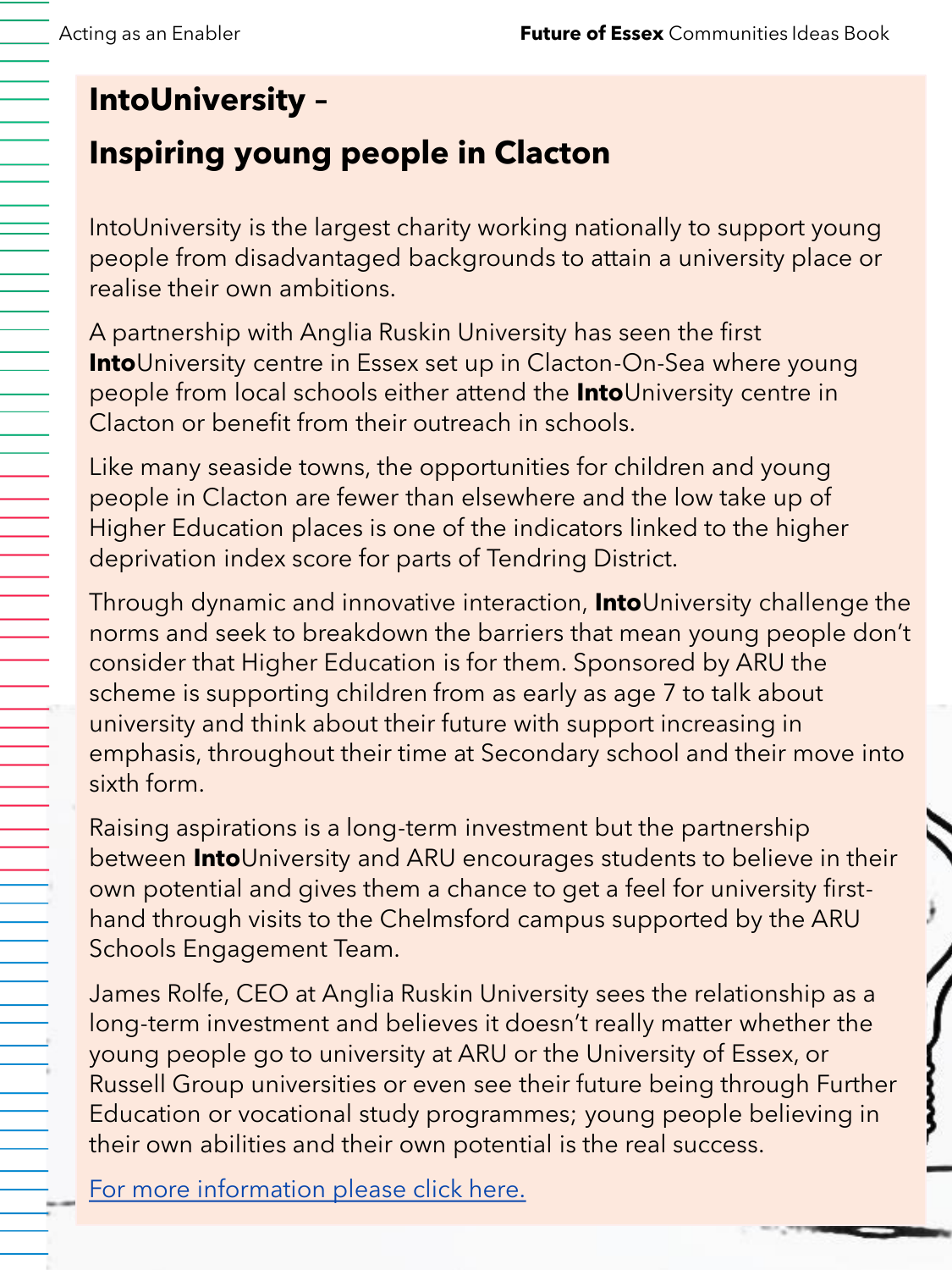## IntoUniversity – Inspiring young people in Clacton

IntoUniversity is the largest charity working nationally to support young people from disadvantaged backgrounds to attain a university place or realise their own ambitions.

A partnership with Anglia Ruskin University has seen the first **Into**University centre in Essex set up in Clacton-On-Sea where young people from local schools either attend the **Into**University centre in Clacton or benefit from their outreach in schools.

Like many seaside towns, the opportunities for children and young people in Clacton are fewer than elsewhere and the low take up of Higher Education places is one of the indicators linked to the higher deprivation index score for parts of Tendring District.

Through dynamic and innovative interaction, **Into**University challenge the norms and seek to breakdown the barriers that mean young people don't consider that Higher Education is for them. Sponsored by ARU the scheme is supporting children from as early as age 7 to talk about university and think about their future with support increasing in emphasis, throughout their time at Secondary school and their move into sixth form.

Raising aspirations is a long-term investment but the partnership between **Into**University and ARU encourages students to believe in their own potential and gives them a chance to get a feel for university first-hand through visits to the Chelmsford campus supported by the ARU Schools Engagement Team.

James Rolfe, CEO at Anglia Ruskin University sees the relationship as a long-term investment and believes it doesn't really matter whether the young people go to university at ARU or the University of Essex, or Russell Group universities or even see their future being through Further Education or vocational study programmes; young people believing in their own abilities and their own potential is the real success.

For more information please click here.